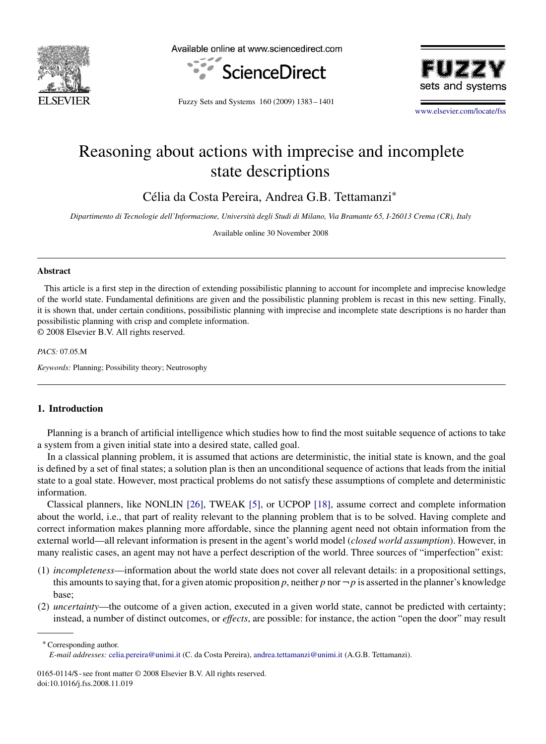# Reasoning about actions with imprecise and incomplete state descriptions

Célia da Costa Pereira, Andrea G.B. Tettamanzi*

*Dipartimento di Tecnologie dell'Informazione, Università degli Studi di Milano, Via Bramante 65, I-26013 Crema (CR), Italy*

Available online 30 November 2008

## Abstract

This article is a first step in the direction of extending possibilistic planning to account for incomplete and imprecise knowledge of the world state. Fundamental definitions are given and the possibilistic planning problem is recast in this new setting. Finally, it is shown that, under certain conditions, possibilistic planning with imprecise and incomplete state descriptions is no harder than possibilistic planning with crisp and complete information.

© 2008 Elsevier B.V. All rights reserved.

*PACS:* 07.05.M

*Keywords:* Planning; Possibility theory; Neutrosophy

## 1. Introduction

Planning is a branch of artificial intelligence which studies how to find the most suitable sequence of actions to take a system from a given initial state into a desired state, called goal.

In a classical planning problem, it is assumed that actions are deterministic, the initial state is known, and the goal is defined by a set of final states; a solution plan is then an unconditional sequence of actions that leads from the initial state to a goal state. However, most practical problems do not satisfy these assumptions of complete and deterministic information.

Classical planners, like NONLIN [26], TWEAK [5], or UCPOP [18], assume correct and complete information about the world, i.e., that part of reality relevant to the planning problem that is to be solved. Having complete and correct information makes planning more affordable, since the planning agent need not obtain information from the external world—all relevant information is present in the agent's world model (*closed world assumption*). However, in many realistic cases, an agent may not have a perfect description of the world. Three sources of "imperfection" exist:

(1) *incompleteness*—information about the world state does not cover all relevant details: in a propositional settings, this amounts to saying that, for a given atomic proposition $p$, neither $p$ nor $\neg p$ is asserted in the planner's knowledge base;

(2) *uncertainty*—the outcome of a given action, executed in a given world state, cannot be predicted with certainty; instead, a number of distinct outcomes, or *effects*, are possible: for instance, the action "open the door" may result

---

* Corresponding author.

*E-mail addresses:* celia.pereira@unimi.it (C. da Costa Pereira), andrea.tettamanzi@unimi.it (A.G.B. Tettamanzi).

0165-0114/$ - see front matter © 2008 Elsevier B.V. All rights reserved.
doi:10.1016/j.fss.2008.11.019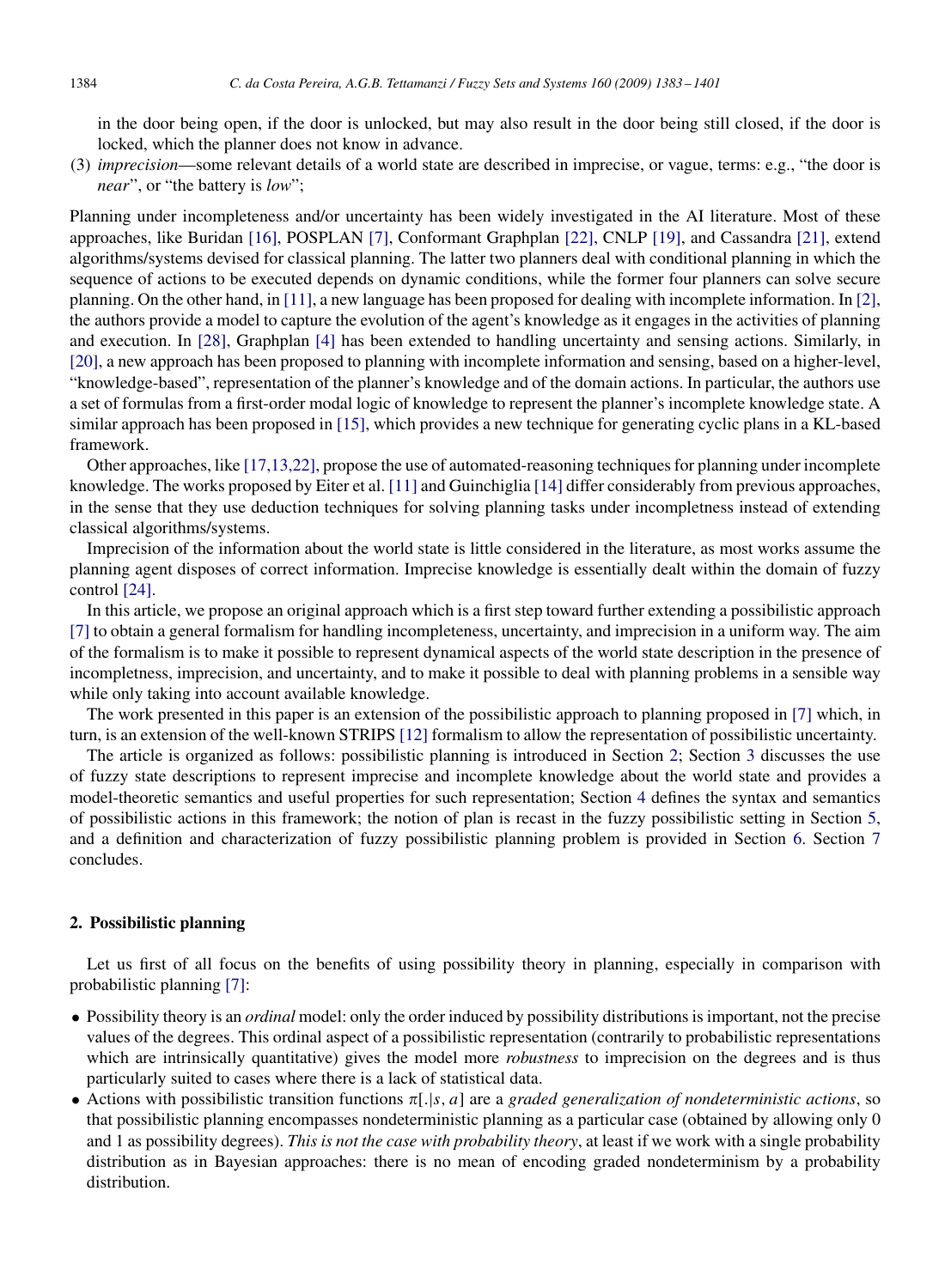in the door being open, if the door is unlocked, but may also result in the door being still closed, if the door is locked, which the planner does not know in advance.

(3) *imprecision*—some relevant details of a world state are described in imprecise, or vague, terms: e.g., "the door is *near*", or "the battery is *low*";

Planning under incompleteness and/or uncertainty has been widely investigated in the AI literature. Most of these approaches, like Buridan [16], POSPLAN [7], Conformant Graphplan [22], CNLP [19], and Cassandra [21], extend algorithms/systems devised for classical planning. The latter two planners deal with conditional planning in which the sequence of actions to be executed depends on dynamic conditions, while the former four planners can solve secure planning. On the other hand, in [11], a new language has been proposed for dealing with incomplete information. In [2], the authors provide a model to capture the evolution of the agent's knowledge as it engages in the activities of planning and execution. In [28], Graphplan [4] has been extended to handling uncertainty and sensing actions. Similarly, in [20], a new approach has been proposed to planning with incomplete information and sensing, based on a higher-level, "knowledge-based", representation of the planner's knowledge and of the domain actions. In particular, the authors use a set of formulas from a first-order modal logic of knowledge to represent the planner's incomplete knowledge state. A similar approach has been proposed in [15], which provides a new technique for generating cyclic plans in a KL-based framework.

Other approaches, like [17,13,22], propose the use of automated-reasoning techniques for planning under incomplete knowledge. The works proposed by Eiter et al. [11] and Guinchiglia [14] differ considerably from previous approaches, in the sense that they use deduction techniques for solving planning tasks under incompleteness instead of extending classical algorithms/systems.

Imprecision of the information about the world state is little considered in the literature, as most works assume the planning agent disposes of correct information. Imprecise knowledge is essentially dealt within the domain of fuzzy control [24].

In this article, we propose an original approach which is a first step toward further extending a possibilistic approach [7] to obtain a general formalism for handling incompleteness, uncertainty, and imprecision in a uniform way. The aim of the formalism is to make it possible to represent dynamical aspects of the world state description in the presence of incompletness, imprecision, and uncertainty, and to make it possible to deal with planning problems in a sensible way while only taking into account available knowledge.

The work presented in this paper is an extension of the possibilistic approach to planning proposed in [7] which, in turn, is an extension of the well-known STRIPS [12] formalism to allow the representation of possibilistic uncertainty.

The article is organized as follows: possibilistic planning is introduced in Section 2; Section 3 discusses the use of fuzzy state descriptions to represent imprecise and incomplete knowledge about the world state and provides a model-theoretic semantics and useful properties for such representation; Section 4 defines the syntax and semantics of possibilistic actions in this framework; the notion of plan is recast in the fuzzy possibilistic setting in Section 5, and a definition and characterization of fuzzy possibilistic planning problem is provided in Section 6. Section 7 concludes.

## 2. Possibilistic planning

Let us first of all focus on the benefits of using possibility theory in planning, especially in comparison with probabilistic planning [7]:

- Possibility theory is an *ordinal* model: only the order induced by possibility distributions is important, not the precise values of the degrees. This ordinal aspect of a possibilistic representation (contrarily to probabilistic representations which are intrinsically quantitative) gives the model more *robustness* to imprecision on the degrees and is thus particularly suited to cases where there is a lack of statistical data.
- Actions with possibilistic transition functions $\pi[.|s, a]$ are a *graded generalization of nondeterministic actions*, so that possibilistic planning encompasses nondeterministic planning as a particular case (obtained by allowing only 0 and 1 as possibility degrees). *This is not the case with probability theory*, at least if we work with a single probability distribution as in Bayesian approaches: there is no mean of encoding graded nondeterminism by a probability distribution.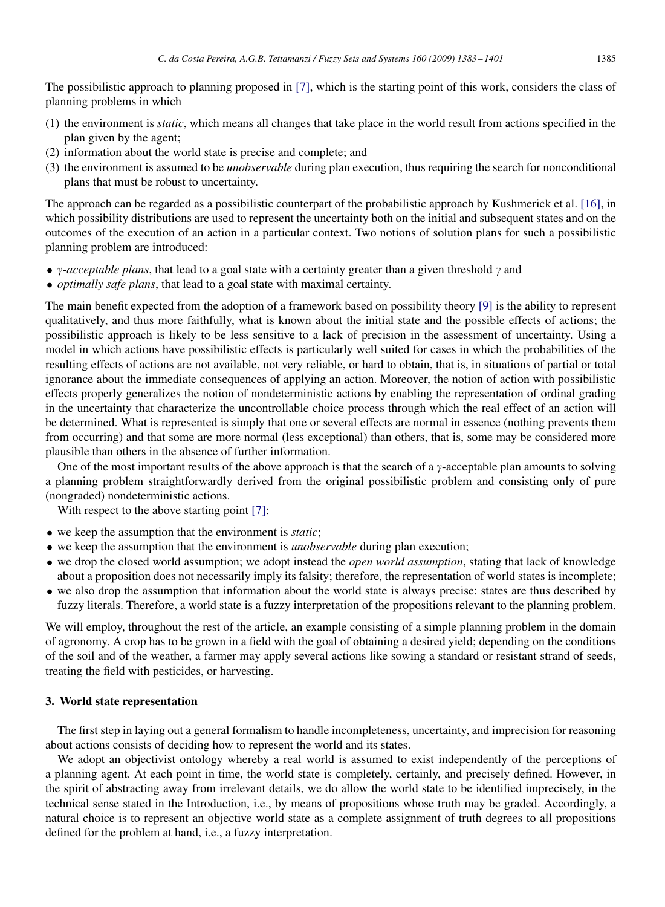The possibilistic approach to planning proposed in [7], which is the starting point of this work, considers the class of planning problems in which

(1) the environment is *static*, which means all changes that take place in the world result from actions specified in the plan given by the agent;
(2) information about the world state is precise and complete; and
(3) the environment is assumed to be *unobservable* during plan execution, thus requiring the search for nonconditional plans that must be robust to uncertainty.

The approach can be regarded as a possibilistic counterpart of the probabilistic approach by Kushmerick et al. [16], in which possibility distributions are used to represent the uncertainty both on the initial and subsequent states and on the outcomes of the execution of an action in a particular context. Two notions of solution plans for such a possibilistic planning problem are introduced:

- *$\gamma$-acceptable plans*, that lead to a goal state with a certainty greater than a given threshold $\gamma$ and
- *optimally safe plans*, that lead to a goal state with maximal certainty.

The main benefit expected from the adoption of a framework based on possibility theory [9] is the ability to represent qualitatively, and thus more faithfully, what is known about the initial state and the possible effects of actions; the possibilistic approach is likely to be less sensitive to a lack of precision in the assessment of uncertainty. Using a model in which actions have possibilistic effects is particularly well suited for cases in which the probabilities of the resulting effects of actions are not available, not very reliable, or hard to obtain, that is, in situations of partial or total ignorance about the immediate consequences of applying an action. Moreover, the notion of action with possibilistic effects properly generalizes the notion of nondeterministic actions by enabling the representation of ordinal grading in the uncertainty that characterize the uncontrollable choice process through which the real effect of an action will be determined. What is represented is simply that one or several effects are normal in essence (nothing prevents them from occurring) and that some are more normal (less exceptional) than others, that is, some may be considered more plausible than others in the absence of further information.

One of the most important results of the above approach is that the search of a $\gamma$-acceptable plan amounts to solving a planning problem straightforwardly derived from the original possibilistic problem and consisting only of pure (nongraded) nondeterministic actions.

With respect to the above starting point [7]:

- we keep the assumption that the environment is *static*;
- we keep the assumption that the environment is *unobservable* during plan execution;
- we drop the closed world assumption; we adopt instead the *open world assumption*, stating that lack of knowledge about a proposition does not necessarily imply its falsity; therefore, the representation of world states is incomplete;
- we also drop the assumption that information about the world state is always precise: states are thus described by fuzzy literals. Therefore, a world state is a fuzzy interpretation of the propositions relevant to the planning problem.

We will employ, throughout the rest of the article, an example consisting of a simple planning problem in the domain of agronomy. A crop has to be grown in a field with the goal of obtaining a desired yield; depending on the conditions of the soil and of the weather, a farmer may apply several actions like sowing a standard or resistant strand of seeds, treating the field with pesticides, or harvesting.

## 3. World state representation

The first step in laying out a general formalism to handle incompleteness, uncertainty, and imprecision for reasoning about actions consists of deciding how to represent the world and its states.

We adopt an objectivist ontology whereby a real world is assumed to exist independently of the perceptions of a planning agent. At each point in time, the world state is completely, certainly, and precisely defined. However, in the spirit of abstracting away from irrelevant details, we do allow the world state to be identified imprecisely, in the technical sense stated in the Introduction, i.e., by means of propositions whose truth may be graded. Accordingly, a natural choice is to represent an objective world state as a complete assignment of truth degrees to all propositions defined for the problem at hand, i.e., a fuzzy interpretation.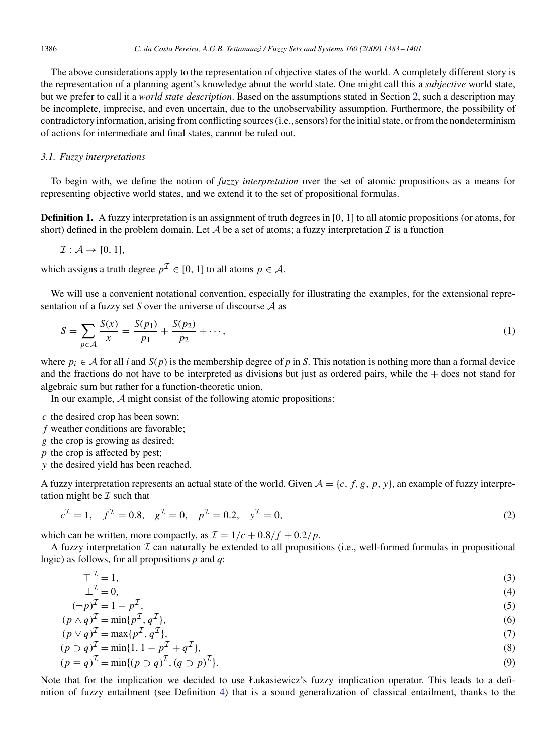The above considerations apply to the representation of objective states of the world. A completely different story is the representation of a planning agent's knowledge about the world state. One might call this a *subjective* world state, but we prefer to call it a *world state description*. Based on the assumptions stated in Section 2, such a description may be incomplete, imprecise, and even uncertain, due to the unobservability assumption. Furthermore, the possibility of contradictory information, arising from conflicting sources (i.e., sensors) for the initial state, or from the nondeterminism of actions for intermediate and final states, cannot be ruled out.

### 3.1. Fuzzy interpretations

To begin with, we define the notion of *fuzzy interpretation* over the set of atomic propositions as a means for representing objective world states, and we extend it to the set of propositional formulas.

**Definition 1.** A fuzzy interpretation is an assignment of truth degrees in [0, 1] to all atomic propositions (or atoms, for short) defined in the problem domain. Let $\mathcal{A}$ be a set of atoms; a fuzzy interpretation $\mathcal{I}$ is a function

$$\mathcal{I} : \mathcal{A} \to [0, 1],$$

which assigns a truth degree $p^{\mathcal{I}} \in [0, 1]$ to all atoms $p \in \mathcal{A}$.

We will use a convenient notational convention, especially for illustrating the examples, for the extensional representation of a fuzzy set $S$ over the universe of discourse $\mathcal{A}$ as

$$S = \sum_{p \in \mathcal{A}} \frac{S(x)}{x} = \frac{S(p_1)}{p_1} + \frac{S(p_2)}{p_2} + \cdots, \tag{1}$$

where $p_i \in \mathcal{A}$ for all $i$ and $S(p)$ is the membership degree of $p$ in $S$. This notation is nothing more than a formal device and the fractions do not have to be interpreted as divisions but just as ordered pairs, while the + does not stand for algebraic sum but rather for a function-theoretic union.

In our example, $\mathcal{A}$ might consist of the following atomic propositions:

$c$ the desired crop has been sown;
$f$ weather conditions are favorable;
$g$ the crop is growing as desired;
$p$ the crop is affected by pest;
$y$ the desired yield has been reached.

A fuzzy interpretation represents an actual state of the world. Given $\mathcal{A} = \{c, f, g, p, y\}$, an example of fuzzy interpretation might be $\mathcal{I}$ such that

$$c^{\mathcal{I}} = 1, \quad f^{\mathcal{I}} = 0.8, \quad g^{\mathcal{I}} = 0, \quad p^{\mathcal{I}} = 0.2, \quad y^{\mathcal{I}} = 0, \tag{2}$$

which can be written, more compactly, as $\mathcal{I} = 1/c + 0.8/f + 0.2/p$.

A fuzzy interpretation $\mathcal{I}$ can naturally be extended to all propositions (i.e., well-formed formulas in propositional logic) as follows, for all propositions $p$ and $q$:

$$\top^{\mathcal{I}} = 1, \tag{3}$$

$$\bot^{\mathcal{I}} = 0, \tag{4}$$

$$(\neg p)^{\mathcal{I}} = 1 - p^{\mathcal{I}}, \tag{5}$$

$$(p \wedge q)^{\mathcal{I}} = \min\{p^{\mathcal{I}}, q^{\mathcal{I}}\}, \tag{6}$$

$$(p \vee q)^{\mathcal{I}} = \max\{p^{\mathcal{I}}, q^{\mathcal{I}}\}, \tag{7}$$

$$(p \supset q)^{\mathcal{I}} = \min\{1, 1 - p^{\mathcal{I}} + q^{\mathcal{I}}\}, \tag{8}$$

$$(p \equiv q)^{\mathcal{I}} = \min\{(p \supset q)^{\mathcal{I}}, (q \supset p)^{\mathcal{I}}\}. \tag{9}$$

Note that for the implication we decided to use Łukasiewicz's fuzzy implication operator. This leads to a definition of fuzzy entailment (see Definition 4) that is a sound generalization of classical entailment, thanks to the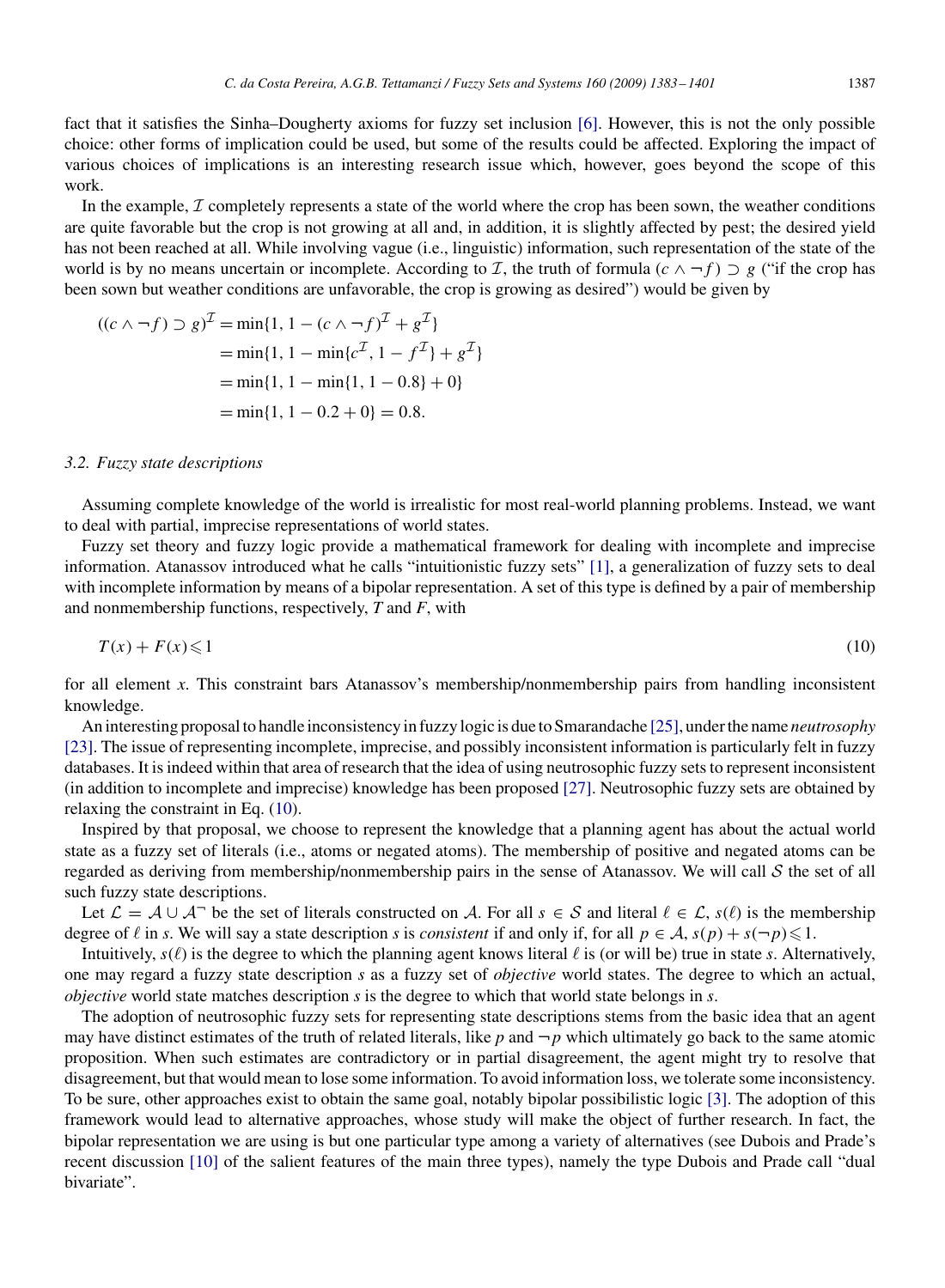fact that it satisfies the Sinha–Dougherty axioms for fuzzy set inclusion [6]. However, this is not the only possible choice: other forms of implication could be used, but some of the results could be affected. Exploring the impact of various choices of implications is an interesting research issue which, however, goes beyond the scope of this work.

In the example, $\mathcal{I}$ completely represents a state of the world where the crop has been sown, the weather conditions are quite favorable but the crop is not growing at all and, in addition, it is slightly affected by pest; the desired yield has not been reached at all. While involving vague (i.e., linguistic) information, such representation of the state of the world is by no means uncertain or incomplete. According to $\mathcal{I}$, the truth of formula $(c \wedge \neg f) \supset g$ ("if the crop has been sown but weather conditions are unfavorable, the crop is growing as desired") would be given by

$$
\begin{aligned}
((c \wedge \neg f) \supset g)^{\mathcal{I}} &= \min\{1, 1 - (c \wedge \neg f)^{\mathcal{I}} + g^{\mathcal{I}}\} \\
&= \min\{1, 1 - \min\{c^{\mathcal{I}}, 1 - f^{\mathcal{I}}\} + g^{\mathcal{I}}\} \\
&= \min\{1, 1 - \min\{1, 1 - 0.8\} + 0\} \\
&= \min\{1, 1 - 0.2 + 0\} = 0.8.
\end{aligned}
$$

### 3.2. Fuzzy state descriptions

Assuming complete knowledge of the world is irrealistic for most real-world planning problems. Instead, we want to deal with partial, imprecise representations of world states.

Fuzzy set theory and fuzzy logic provide a mathematical framework for dealing with incomplete and imprecise information. Atanassov introduced what he calls "intuitionistic fuzzy sets" [1], a generalization of fuzzy sets to deal with incomplete information by means of a bipolar representation. A set of this type is defined by a pair of membership and nonmembership functions, respectively, $T$ and $F$, with

$$
T(x) + F(x) \leqslant 1 \tag{10}
$$

for all element $x$. This constraint bars Atanassov's membership/nonmembership pairs from handling inconsistent knowledge.

An interesting proposal to handle inconsistency in fuzzy logic is due to Smarandache [25], under the name *neutrosophy* [23]. The issue of representing incomplete, imprecise, and possibly inconsistent information is particularly felt in fuzzy databases. It is indeed within that area of research that the idea of using neutrosophic fuzzy sets to represent inconsistent (in addition to incomplete and imprecise) knowledge has been proposed [27]. Neutrosophic fuzzy sets are obtained by relaxing the constraint in Eq. (10).

Inspired by that proposal, we choose to represent the knowledge that a planning agent has about the actual world state as a fuzzy set of literals (i.e., atoms or negated atoms). The membership of positive and negated atoms can be regarded as deriving from membership/nonmembership pairs in the sense of Atanassov. We will call $\mathcal{S}$ the set of all such fuzzy state descriptions.

Let $\mathcal{L} = \mathcal{A} \cup \mathcal{A}^{\neg}$ be the set of literals constructed on $\mathcal{A}$. For all $s \in \mathcal{S}$ and literal $\ell \in \mathcal{L}$, $s(\ell)$ is the membership degree of $\ell$ in $s$. We will say a state description $s$ is *consistent* if and only if, for all $p \in \mathcal{A}$, $s(p) + s(\neg p) \leqslant 1$.

Intuitively, $s(\ell)$ is the degree to which the planning agent knows literal $\ell$ is (or will be) true in state $s$. Alternatively, one may regard a fuzzy state description $s$ as a fuzzy set of *objective* world states. The degree to which an actual, *objective* world state matches description $s$ is the degree to which that world state belongs in $s$.

The adoption of neutrosophic fuzzy sets for representing state descriptions stems from the basic idea that an agent may have distinct estimates of the truth of related literals, like $p$ and $\neg p$ which ultimately go back to the same atomic proposition. When such estimates are contradictory or in partial disagreement, the agent might try to resolve that disagreement, but that would mean to lose some information. To avoid information loss, we tolerate some inconsistency. To be sure, other approaches exist to obtain the same goal, notably bipolar possibilistic logic [3]. The adoption of this framework would lead to alternative approaches, whose study will make the object of further research. In fact, the bipolar representation we are using is but one particular type among a variety of alternatives (see Dubois and Prade's recent discussion [10] of the salient features of the main three types), namely the type Dubois and Prade call "dual bivariate".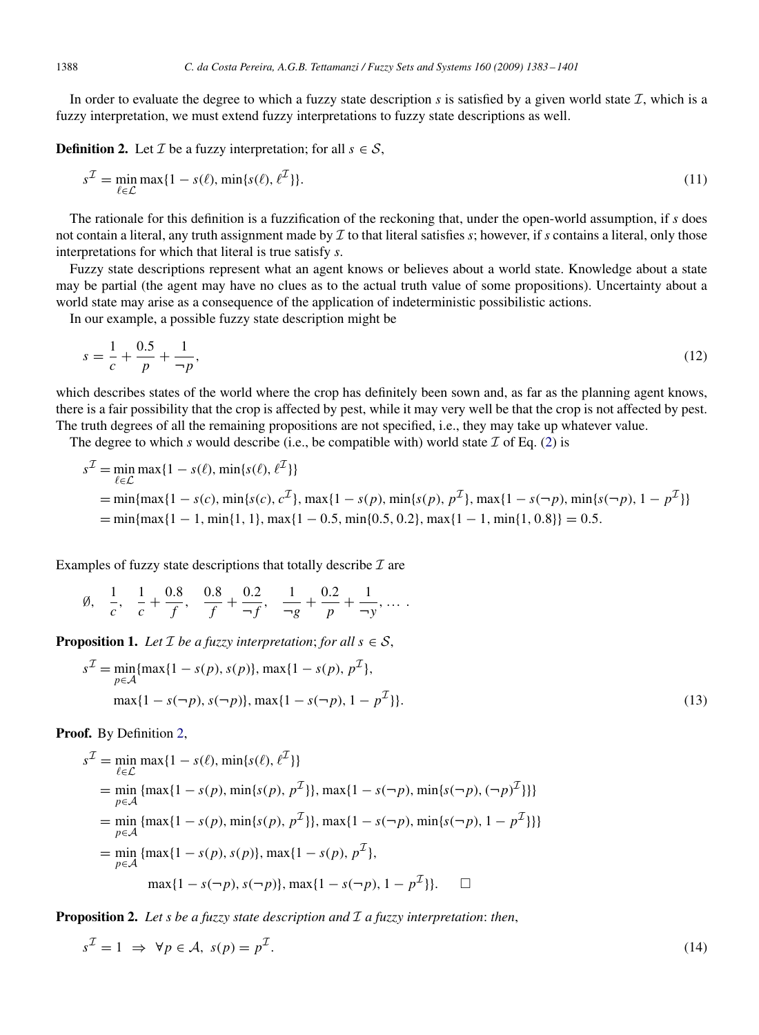In order to evaluate the degree to which a fuzzy state description $s$ is satisfied by a given world state $\mathcal{I}$, which is a fuzzy interpretation, we must extend fuzzy interpretations to fuzzy state descriptions as well.

**Definition 2.** Let $\mathcal{I}$ be a fuzzy interpretation; for all $s \in \mathcal{S}$,

$$s^{\mathcal{I}} = \min_{\ell \in \mathcal{L}} \max\{1 - s(\ell), \min\{s(\ell), \ell^{\mathcal{I}}\}\}. \tag{11}$$

The rationale for this definition is a fuzzification of the reckoning that, under the open-world assumption, if $s$ does not contain a literal, any truth assignment made by $\mathcal{I}$ to that literal satisfies $s$; however, if $s$ contains a literal, only those interpretations for which that literal is true satisfy $s$.

Fuzzy state descriptions represent what an agent knows or believes about a world state. Knowledge about a state may be partial (the agent may have no clues as to the actual truth value of some propositions). Uncertainty about a world state may arise as a consequence of the application of indeterministic possibilistic actions.

In our example, a possible fuzzy state description might be

$$s = \frac{1}{c} + \frac{0.5}{p} + \frac{1}{\neg p}, \tag{12}$$

which describes states of the world where the crop has definitely been sown and, as far as the planning agent knows, there is a fair possibility that the crop is affected by pest, while it may very well be that the crop is not affected by pest. The truth degrees of all the remaining propositions are not specified, i.e., they may take up whatever value.

The degree to which $s$ would describe (i.e., be compatible with) world state $\mathcal{I}$ of Eq. (2) is

$$\begin{aligned}
s^{\mathcal{I}} &= \min_{\ell \in \mathcal{L}} \max\{1 - s(\ell), \min\{s(\ell), \ell^{\mathcal{I}}\}\} \\
&= \min\{\max\{1 - s(c), \min\{s(c), c^{\mathcal{I}}\}, \max\{1 - s(p), \min\{s(p), p^{\mathcal{I}}\}, \max\{1 - s(\neg p), \min\{s(\neg p), 1 - p^{\mathcal{I}}\}\} \\
&= \min\{\max\{1 - 1, \min\{1, 1\}, \max\{1 - 0.5, \min\{0.5, 0.2\}, \max\{1 - 1, \min\{1, 0.8\}\} = 0.5.
\end{aligned}$$

Examples of fuzzy state descriptions that totally describe $\mathcal{I}$ are

$$\emptyset, \quad \frac{1}{c}, \quad \frac{1}{c} + \frac{0.8}{f}, \quad \frac{0.8}{f} + \frac{0.2}{\neg f}, \quad \frac{1}{\neg g} + \frac{0.2}{p} + \frac{1}{\neg y}, \ldots .$$

**Proposition 1.** *Let $\mathcal{I}$ be a fuzzy interpretation; for all $s \in \mathcal{S}$,*

$$\begin{aligned}
s^{\mathcal{I}} = \min_{p \in \mathcal{A}} \{&\max\{1 - s(p), s(p)\}, \max\{1 - s(p), p^{\mathcal{I}}\}, \\
&\max\{1 - s(\neg p), s(\neg p)\}, \max\{1 - s(\neg p), 1 - p^{\mathcal{I}}\}\}.
\end{aligned} \tag{13}$$

**Proof.** By Definition 2,

$$\begin{aligned}
s^{\mathcal{I}} &= \min_{\ell \in \mathcal{L}} \max\{1 - s(\ell), \min\{s(\ell), \ell^{\mathcal{I}}\}\} \\
&= \min_{p \in \mathcal{A}} \{\max\{1 - s(p), \min\{s(p), p^{\mathcal{I}}\}\}, \max\{1 - s(\neg p), \min\{s(\neg p), (\neg p)^{\mathcal{I}}\}\}\} \\
&= \min_{p \in \mathcal{A}} \{\max\{1 - s(p), \min\{s(p), p^{\mathcal{I}}\}\}, \max\{1 - s(\neg p), \min\{s(\neg p), 1 - p^{\mathcal{I}}\}\}\} \\
&= \min_{p \in \mathcal{A}} \{\max\{1 - s(p), s(p)\}, \max\{1 - s(p), p^{\mathcal{I}}\}, \\
&\qquad \max\{1 - s(\neg p), s(\neg p)\}, \max\{1 - s(\neg p), 1 - p^{\mathcal{I}}\}\}. \qquad \square
\end{aligned}$$

**Proposition 2.** *Let $s$ be a fuzzy state description and $\mathcal{I}$ a fuzzy interpretation: then,*

$$s^{\mathcal{I}} = 1 \;\Rightarrow\; \forall p \in \mathcal{A},\; s(p) = p^{\mathcal{I}}. \tag{14}$$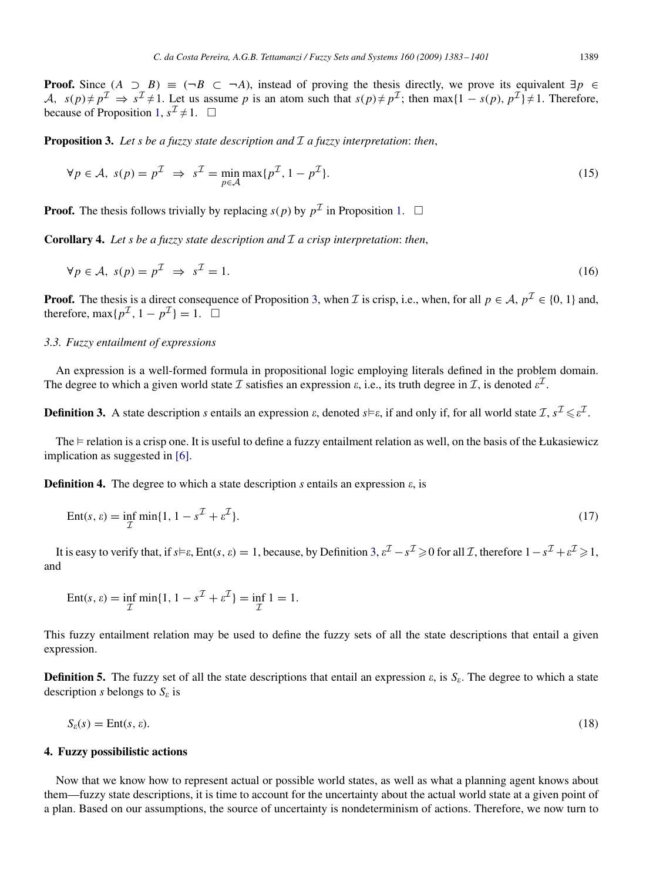**Proof.** Since $(A \supset B) \equiv (\neg B \subset \neg A)$, instead of proving the thesis directly, we prove its equivalent $\exists p \in \mathcal{A},\ s(p) \neq p^{\mathcal{I}} \Rightarrow s^{\mathcal{I}} \neq 1$. Let us assume $p$ is an atom such that $s(p) \neq p^{\mathcal{I}}$; then $\max\{1 - s(p), p^{\mathcal{I}}\} \neq 1$. Therefore, because of Proposition 1, $s^{\mathcal{I}} \neq 1$. □

**Proposition 3.** *Let $s$ be a fuzzy state description and $\mathcal{I}$ a fuzzy interpretation: then,*

$$\forall p \in \mathcal{A},\ s(p) = p^{\mathcal{I}} \ \Rightarrow\ s^{\mathcal{I}} = \min_{p \in \mathcal{A}} \max\{p^{\mathcal{I}}, 1 - p^{\mathcal{I}}\}. \tag{15}$$

**Proof.** The thesis follows trivially by replacing $s(p)$ by $p^{\mathcal{I}}$ in Proposition 1. □

**Corollary 4.** *Let $s$ be a fuzzy state description and $\mathcal{I}$ a crisp interpretation: then,*

$$\forall p \in \mathcal{A},\ s(p) = p^{\mathcal{I}} \ \Rightarrow\ s^{\mathcal{I}} = 1. \tag{16}$$

**Proof.** The thesis is a direct consequence of Proposition 3, when $\mathcal{I}$ is crisp, i.e., when, for all $p \in \mathcal{A}$, $p^{\mathcal{I}} \in \{0, 1\}$ and, therefore, $\max\{p^{\mathcal{I}}, 1 - p^{\mathcal{I}}\} = 1$. □

### 3.3. Fuzzy entailment of expressions

An expression is a well-formed formula in propositional logic employing literals defined in the problem domain. The degree to which a given world state $\mathcal{I}$ satisfies an expression $\varepsilon$, i.e., its truth degree in $\mathcal{I}$, is denoted $\varepsilon^{\mathcal{I}}$.

**Definition 3.** A state description $s$ entails an expression $\varepsilon$, denoted $s \vDash \varepsilon$, if and only if, for all world state $\mathcal{I}$, $s^{\mathcal{I}} \leqslant \varepsilon^{\mathcal{I}}$.

The $\vDash$ relation is a crisp one. It is useful to define a fuzzy entailment relation as well, on the basis of the Łukasiewicz implication as suggested in [6].

**Definition 4.** The degree to which a state description $s$ entails an expression $\varepsilon$, is

$$\mathrm{Ent}(s, \varepsilon) = \inf_{\mathcal{I}} \min\{1, 1 - s^{\mathcal{I}} + \varepsilon^{\mathcal{I}}\}. \tag{17}$$

It is easy to verify that, if $s \vDash \varepsilon$, $\mathrm{Ent}(s, \varepsilon) = 1$, because, by Definition 3, $\varepsilon^{\mathcal{I}} - s^{\mathcal{I}} \geqslant 0$ for all $\mathcal{I}$, therefore $1 - s^{\mathcal{I}} + \varepsilon^{\mathcal{I}} \geqslant 1$, and

$$\mathrm{Ent}(s, \varepsilon) = \inf_{\mathcal{I}} \min\{1, 1 - s^{\mathcal{I}} + \varepsilon^{\mathcal{I}}\} = \inf_{\mathcal{I}} 1 = 1.$$

This fuzzy entailment relation may be used to define the fuzzy sets of all the state descriptions that entail a given expression.

**Definition 5.** The fuzzy set of all the state descriptions that entail an expression $\varepsilon$, is $S_\varepsilon$. The degree to which a state description $s$ belongs to $S_\varepsilon$ is

$$S_\varepsilon(s) = \mathrm{Ent}(s, \varepsilon). \tag{18}$$

## 4. Fuzzy possibilistic actions

Now that we know how to represent actual or possible world states, as well as what a planning agent knows about them—fuzzy state descriptions, it is time to account for the uncertainty about the actual world state at a given point of a plan. Based on our assumptions, the source of uncertainty is nondeterminism of actions. Therefore, we now turn to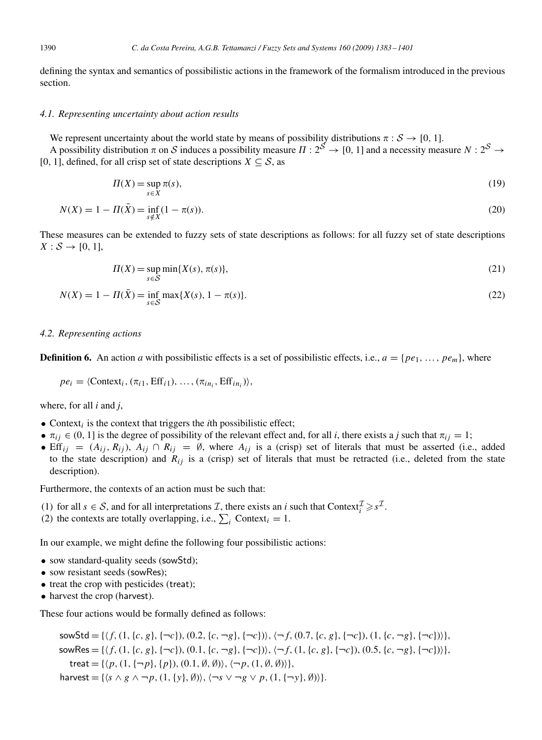defining the syntax and semantics of possibilistic actions in the framework of the formalism introduced in the previous section.

### 4.1. Representing uncertainty about action results

We represent uncertainty about the world state by means of possibility distributions $\pi : \mathcal{S} \to [0, 1]$.

A possibility distribution $\pi$ on $\mathcal{S}$ induces a possibility measure $\Pi : 2^{\mathcal{S}} \to [0, 1]$ and a necessity measure $N : 2^{\mathcal{S}} \to [0, 1]$, defined, for all crisp set of state descriptions $X \subseteq \mathcal{S}$, as

$$\Pi(X) = \sup_{s \in X} \pi(s), \tag{19}$$

$$N(X) = 1 - \Pi(\bar{X}) = \inf_{s \notin X} (1 - \pi(s)). \tag{20}$$

These measures can be extended to fuzzy sets of state descriptions as follows: for all fuzzy set of state descriptions $X : \mathcal{S} \to [0, 1]$,

$$\Pi(X) = \sup_{s \in \mathcal{S}} \min\{X(s), \pi(s)\}, \tag{21}$$

$$N(X) = 1 - \Pi(\bar{X}) = \inf_{s \in \mathcal{S}} \max\{X(s), 1 - \pi(s)\}. \tag{22}$$

### 4.2. Representing actions

**Definition 6.** An action $a$ with possibilistic effects is a set of possibilistic effects, i.e., $a = \{pe_1, \ldots, pe_m\}$, where

$$pe_i = \langle \text{Context}_i, (\pi_{i1}, \text{Eff}_{i1}), \ldots, (\pi_{in_i}, \text{Eff}_{in_i}) \rangle,$$

where, for all $i$ and $j$,

- $\text{Context}_i$ is the context that triggers the $i$th possibilistic effect;
- $\pi_{ij} \in (0, 1]$ is the degree of possibility of the relevant effect and, for all $i$, there exists a $j$ such that $\pi_{ij} = 1$;
- $\text{Eff}_{ij} = (A_{ij}, R_{ij})$, $A_{ij} \cap R_{ij} = \emptyset$, where $A_{ij}$ is a (crisp) set of literals that must be asserted (i.e., added to the state description) and $R_{ij}$ is a (crisp) set of literals that must be retracted (i.e., deleted from the state description).

Furthermore, the contexts of an action must be such that:

(1) for all $s \in \mathcal{S}$, and for all interpretations $\mathcal{I}$, there exists an $i$ such that $\text{Context}_i^{\mathcal{I}} \geqslant s^{\mathcal{I}}$.
(2) the contexts are totally overlapping, i.e., $\sum_i \text{Context}_i = 1$.

In our example, we might define the following four possibilistic actions:

- sow standard-quality seeds (sowStd);
- sow resistant seeds (sowRes);
- treat the crop with pesticides (treat);
- harvest the crop (harvest).

These four actions would be formally defined as follows:

$$\begin{aligned}
\mathsf{sowStd} &= \{\langle f, (1, \{c, g\}, \{\neg c\}), (0.2, \{c, \neg g\}, \{\neg c\})\rangle, \langle \neg f, (0.7, \{c, g\}, \{\neg c\}), (1, \{c, \neg g\}, \{\neg c\})\rangle\},\\
\mathsf{sowRes} &= \{\langle f, (1, \{c, g\}, \{\neg c\}), (0.1, \{c, \neg g\}, \{\neg c\})\rangle, \langle \neg f, (1, \{c, g\}, \{\neg c\}), (0.5, \{c, \neg g\}, \{\neg c\})\rangle\},\\
\mathsf{treat} &= \{\langle p, (1, \{\neg p\}, \{p\}), (0.1, \emptyset, \emptyset)\rangle, \langle \neg p, (1, \emptyset, \emptyset)\rangle\},\\
\mathsf{harvest} &= \{\langle s \wedge g \wedge \neg p, (1, \{y\}, \emptyset)\rangle, \langle \neg s \vee \neg g \vee p, (1, \{\neg y\}, \emptyset)\rangle\}.
\end{aligned}$$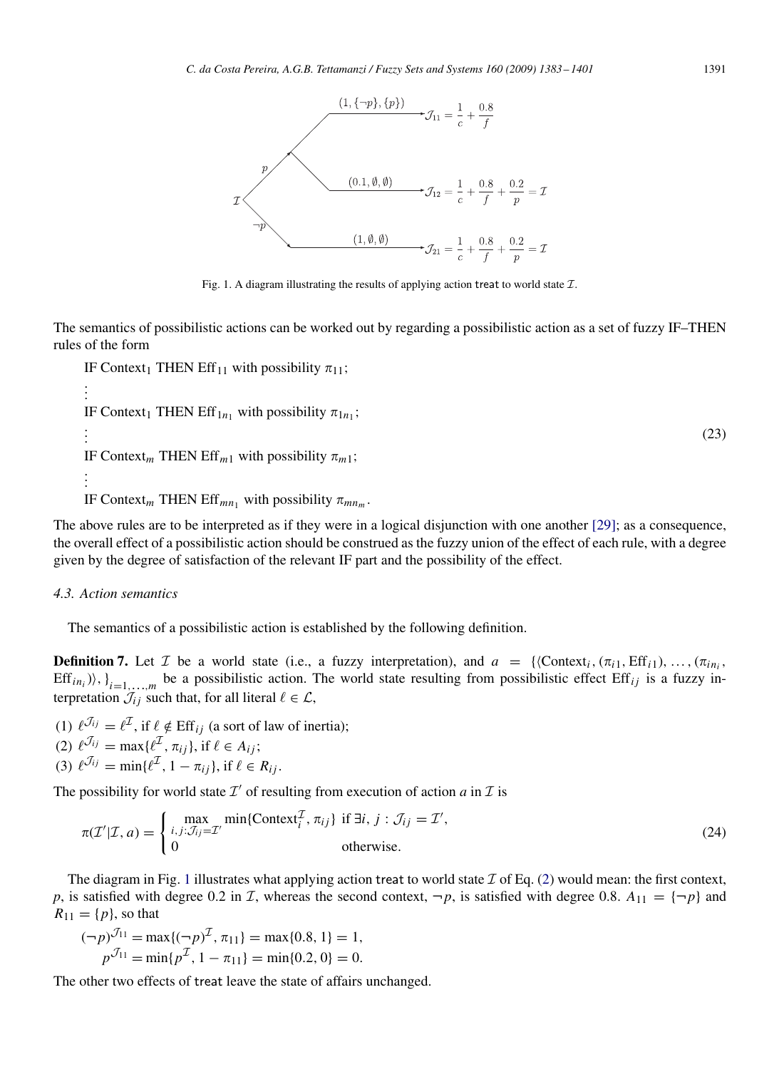Fig. 1. A diagram illustrating the results of applying action treat to world state $\mathcal{I}$.

The semantics of possibilistic actions can be worked out by regarding a possibilistic action as a set of fuzzy IF–THEN rules of the form

$$
\begin{array}{l}
\text{IF Context}_1 \text{ THEN Eff}_{11} \text{ with possibility } \pi_{11};\\
\vdots\\
\text{IF Context}_1 \text{ THEN Eff}_{1n_1} \text{ with possibility } \pi_{1n_1};\\
\vdots\\
\text{IF Context}_m \text{ THEN Eff}_{m1} \text{ with possibility } \pi_{m1};\\
\vdots\\
\text{IF Context}_m \text{ THEN Eff}_{mn_1} \text{ with possibility } \pi_{mn_m}.
\end{array}
\tag{23}
$$

The above rules are to be interpreted as if they were in a logical disjunction with one another [29]; as a consequence, the overall effect of a possibilistic action should be construed as the fuzzy union of the effect of each rule, with a degree given by the degree of satisfaction of the relevant IF part and the possibility of the effect.

### 4.3. Action semantics

The semantics of a possibilistic action is established by the following definition.

**Definition 7.** Let $\mathcal{I}$ be a world state (i.e., a fuzzy interpretation), and $a = \{\langle \text{Context}_i, (\pi_{i1}, \text{Eff}_{i1}), \ldots, (\pi_{in_i}, \text{Eff}_{in_i})\rangle, \}_{i=1,\ldots,m}$ be a possibilistic action. The world state resulting from possibilistic effect $\text{Eff}_{ij}$ is a fuzzy interpretation $\mathcal{J}_{ij}$ such that, for all literal $\ell \in \mathcal{L}$,

(1) $\ell^{\mathcal{J}_{ij}} = \ell^{\mathcal{I}}$, if $\ell \notin \text{Eff}_{ij}$ (a sort of law of inertia);
(2) $\ell^{\mathcal{J}_{ij}} = \max\{\ell^{\mathcal{I}}, \pi_{ij}\}$, if $\ell \in A_{ij}$;
(3) $\ell^{\mathcal{J}_{ij}} = \min\{\ell^{\mathcal{I}}, 1 - \pi_{ij}\}$, if $\ell \in R_{ij}$.

The possibility for world state $\mathcal{I}'$ of resulting from execution of action $a$ in $\mathcal{I}$ is

$$
\pi(\mathcal{I}'|\mathcal{I}, a) = \begin{cases} \max\limits_{i,j:\mathcal{J}_{ij}=\mathcal{I}'} \min\{\text{Context}_i^{\mathcal{I}}, \pi_{ij}\} & \text{if } \exists i, j : \mathcal{J}_{ij} = \mathcal{I}',\\ 0 & \text{otherwise.} \end{cases}
\tag{24}
$$

The diagram in Fig. 1 illustrates what applying action treat to world state $\mathcal{I}$ of Eq. (2) would mean: the first context, $p$, is satisfied with degree 0.2 in $\mathcal{I}$, whereas the second context, $\neg p$, is satisfied with degree 0.8. $A_{11} = \{\neg p\}$ and $R_{11} = \{p\}$, so that

$$
(\neg p)^{\mathcal{J}_{11}} = \max\{(\neg p)^{\mathcal{I}}, \pi_{11}\} = \max\{0.8, 1\} = 1,
$$
$$
p^{\mathcal{J}_{11}} = \min\{p^{\mathcal{I}}, 1 - \pi_{11}\} = \min\{0.2, 0\} = 0.
$$

The other two effects of treat leave the state of affairs unchanged.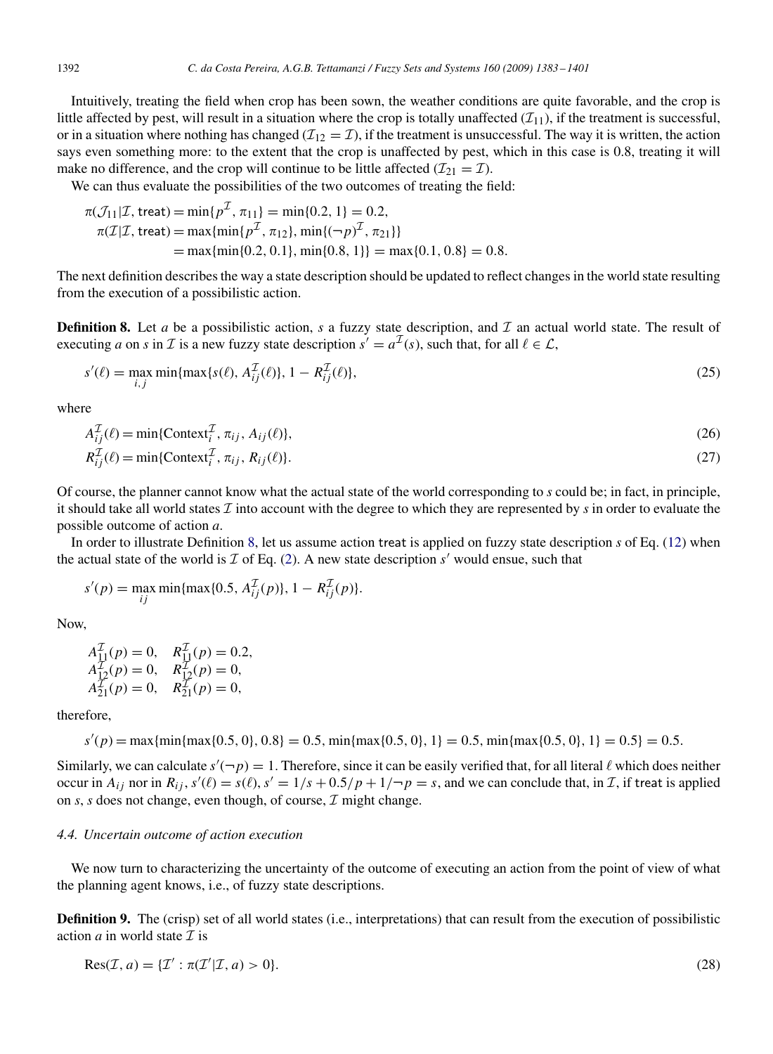Intuitively, treating the field when crop has been sown, the weather conditions are quite favorable, and the crop is little affected by pest, will result in a situation where the crop is totally unaffected ($\mathcal{I}_{11}$), if the treatment is successful, or in a situation where nothing has changed ($\mathcal{I}_{12} = \mathcal{I}$), if the treatment is unsuccessful. The way it is written, the action says even something more: to the extent that the crop is unaffected by pest, which in this case is 0.8, treating it will make no difference, and the crop will continue to be little affected ($\mathcal{I}_{21} = \mathcal{I}$).

We can thus evaluate the possibilities of the two outcomes of treating the field:

$$
\begin{aligned}
\pi(\mathcal{J}_{11}|\mathcal{I}, \mathsf{treat}) &= \min\{p^{\mathcal{I}}, \pi_{11}\} = \min\{0.2, 1\} = 0.2, \\
\pi(\mathcal{I}|\mathcal{I}, \mathsf{treat}) &= \max\{\min\{p^{\mathcal{I}}, \pi_{12}\}, \min\{(\neg p)^{\mathcal{I}}, \pi_{21}\}\} \\
&= \max\{\min\{0.2, 0.1\}, \min\{0.8, 1\}\} = \max\{0.1, 0.8\} = 0.8.
\end{aligned}
$$

The next definition describes the way a state description should be updated to reflect changes in the world state resulting from the execution of a possibilistic action.

**Definition 8.** Let $a$ be a possibilistic action, $s$ a fuzzy state description, and $\mathcal{I}$ an actual world state. The result of executing $a$ on $s$ in $\mathcal{I}$ is a new fuzzy state description $s' = a^{\mathcal{I}}(s)$, such that, for all $\ell \in \mathcal{L}$,

$$
s'(\ell) = \max_{i,j} \min\{\max\{s(\ell), A_{ij}^{\mathcal{I}}(\ell)\}, 1 - R_{ij}^{\mathcal{I}}(\ell)\}, \tag{25}
$$

where

$$
A_{ij}^{\mathcal{I}}(\ell) = \min\{\text{Context}_i^{\mathcal{I}}, \pi_{ij}, A_{ij}(\ell)\}, \tag{26}
$$

$$
R_{ij}^{\mathcal{I}}(\ell) = \min\{\text{Context}_i^{\mathcal{I}}, \pi_{ij}, R_{ij}(\ell)\}. \tag{27}
$$

Of course, the planner cannot know what the actual state of the world corresponding to $s$ could be; in fact, in principle, it should take all world states $\mathcal{I}$ into account with the degree to which they are represented by $s$ in order to evaluate the possible outcome of action $a$.

In order to illustrate Definition 8, let us assume action treat is applied on fuzzy state description $s$ of Eq. (12) when the actual state of the world is $\mathcal{I}$ of Eq. (2). A new state description $s'$ would ensue, such that

$$
s'(p) = \max_{ij} \min\{\max\{0.5, A_{ij}^{\mathcal{I}}(p)\}, 1 - R_{ij}^{\mathcal{I}}(p)\}.
$$

Now,

$$
\begin{aligned}
&A_{11}^{\mathcal{I}}(p) = 0, \quad R_{11}^{\mathcal{I}}(p) = 0.2, \\
&A_{12}^{\mathcal{I}}(p) = 0, \quad R_{12}^{\mathcal{I}}(p) = 0, \\
&A_{21}^{\mathcal{I}}(p) = 0, \quad R_{21}^{\mathcal{I}}(p) = 0,
\end{aligned}
$$

therefore,

$$
s'(p) = \max\{\min\{\max\{0.5, 0\}, 0.8\} = 0.5, \min\{\max\{0.5, 0\}, 1\} = 0.5, \min\{\max\{0.5, 0\}, 1\} = 0.5\} = 0.5.
$$

Similarly, we can calculate $s'(\neg p) = 1$. Therefore, since it can be easily verified that, for all literal $\ell$ which does neither occur in $A_{ij}$ nor in $R_{ij}$, $s'(\ell) = s(\ell)$, $s' = 1/s + 0.5/p + 1/\neg p = s$, and we can conclude that, in $\mathcal{I}$, if treat is applied on $s$, $s$ does not change, even though, of course, $\mathcal{I}$ might change.

### 4.4. Uncertain outcome of action execution

We now turn to characterizing the uncertainty of the outcome of executing an action from the point of view of what the planning agent knows, i.e., of fuzzy state descriptions.

**Definition 9.** The (crisp) set of all world states (i.e., interpretations) that can result from the execution of possibilistic action $a$ in world state $\mathcal{I}$ is

$$
\text{Res}(\mathcal{I}, a) = \{\mathcal{I}' : \pi(\mathcal{I}'|\mathcal{I}, a) > 0\}. \tag{28}
$$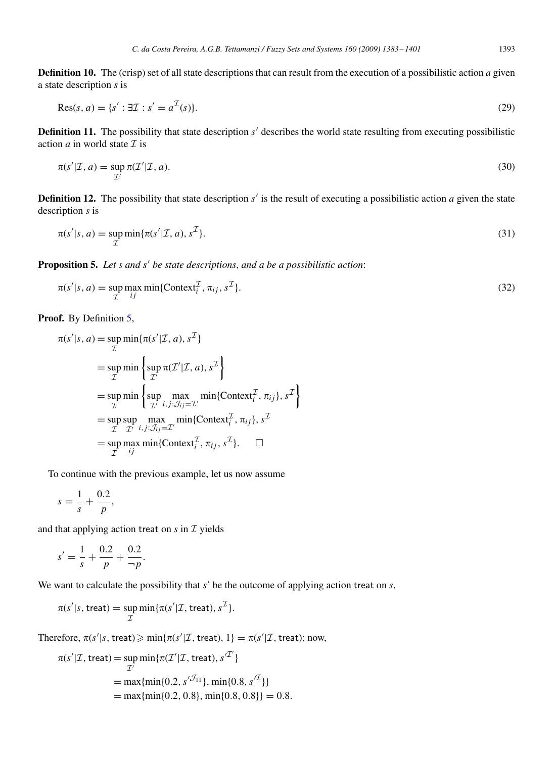**Definition 10.** The (crisp) set of all state descriptions that can result from the execution of a possibilistic action $a$ given a state description $s$ is

$$\text{Res}(s, a) = \{s' : \exists \mathcal{I} : s' = a^{\mathcal{I}}(s)\}. \tag{29}$$

**Definition 11.** The possibility that state description $s'$ describes the world state resulting from executing possibilistic action $a$ in world state $\mathcal{I}$ is

$$\pi(s'|\mathcal{I}, a) = \sup_{\mathcal{I}'} \pi(\mathcal{I}'|\mathcal{I}, a). \tag{30}$$

**Definition 12.** The possibility that state description $s'$ is the result of executing a possibilistic action $a$ given the state description $s$ is

$$\pi(s'|s, a) = \sup_{\mathcal{I}} \min\{\pi(s'|\mathcal{I}, a), s^{\mathcal{I}}\}. \tag{31}$$

**Proposition 5.** *Let $s$ and $s'$ be state descriptions, and $a$ be a possibilistic action*:

$$\pi(s'|s, a) = \sup_{\mathcal{I}} \max_{ij} \min\{\text{Context}_i^{\mathcal{I}}, \pi_{ij}, s^{\mathcal{I}}\}. \tag{32}$$

**Proof.** By Definition 5,

$$\begin{aligned}
\pi(s'|s, a) &= \sup_{\mathcal{I}} \min\{\pi(s'|\mathcal{I}, a), s^{\mathcal{I}}\} \\
&= \sup_{\mathcal{I}} \min\left\{\sup_{\mathcal{I}'} \pi(\mathcal{I}'|\mathcal{I}, a), s^{\mathcal{I}}\right\} \\
&= \sup_{\mathcal{I}} \min\left\{\sup_{\mathcal{I}'} \max_{i,j:\mathcal{J}_{ij}=\mathcal{I}'} \min\{\text{Context}_i^{\mathcal{I}}, \pi_{ij}\}, s^{\mathcal{I}}\right\} \\
&= \sup_{\mathcal{I}} \sup_{\mathcal{I}'} \max_{i,j:\mathcal{J}_{ij}=\mathcal{I}'} \min\{\text{Context}_i^{\mathcal{I}}, \pi_{ij}\}, s^{\mathcal{I}} \\
&= \sup_{\mathcal{I}} \max_{ij} \min\{\text{Context}_i^{\mathcal{I}}, \pi_{ij}, s^{\mathcal{I}}\}. \qquad \square
\end{aligned}$$

To continue with the previous example, let us now assume

$$s = \frac{1}{s} + \frac{0.2}{p},$$

and that applying action treat on $s$ in $\mathcal{I}$ yields

$$s' = \frac{1}{s} + \frac{0.2}{p} + \frac{0.2}{\neg p}.$$

We want to calculate the possibility that $s'$ be the outcome of applying action treat on $s$,

$$\pi(s'|s, \text{treat}) = \sup_{\mathcal{I}} \min\{\pi(s'|\mathcal{I}, \text{treat}), s^{\mathcal{I}}\}.$$

Therefore, $\pi(s'|s, \text{treat}) \geqslant \min\{\pi(s'|\mathcal{I}, \text{treat}), 1\} = \pi(s'|\mathcal{I}, \text{treat})$; now,

$$\begin{aligned}
\pi(s'|\mathcal{I}, \text{treat}) &= \sup_{\mathcal{I}'} \min\{\pi(\mathcal{I}'|\mathcal{I}, \text{treat}), s'^{\mathcal{I}'}\} \\
&= \max\{\min\{0.2, s'^{\mathcal{J}_{11}}\}, \min\{0.8, s'^{\mathcal{I}}\}\} \\
&= \max\{\min\{0.2, 0.8\}, \min\{0.8, 0.8\}\} = 0.8.
\end{aligned}$$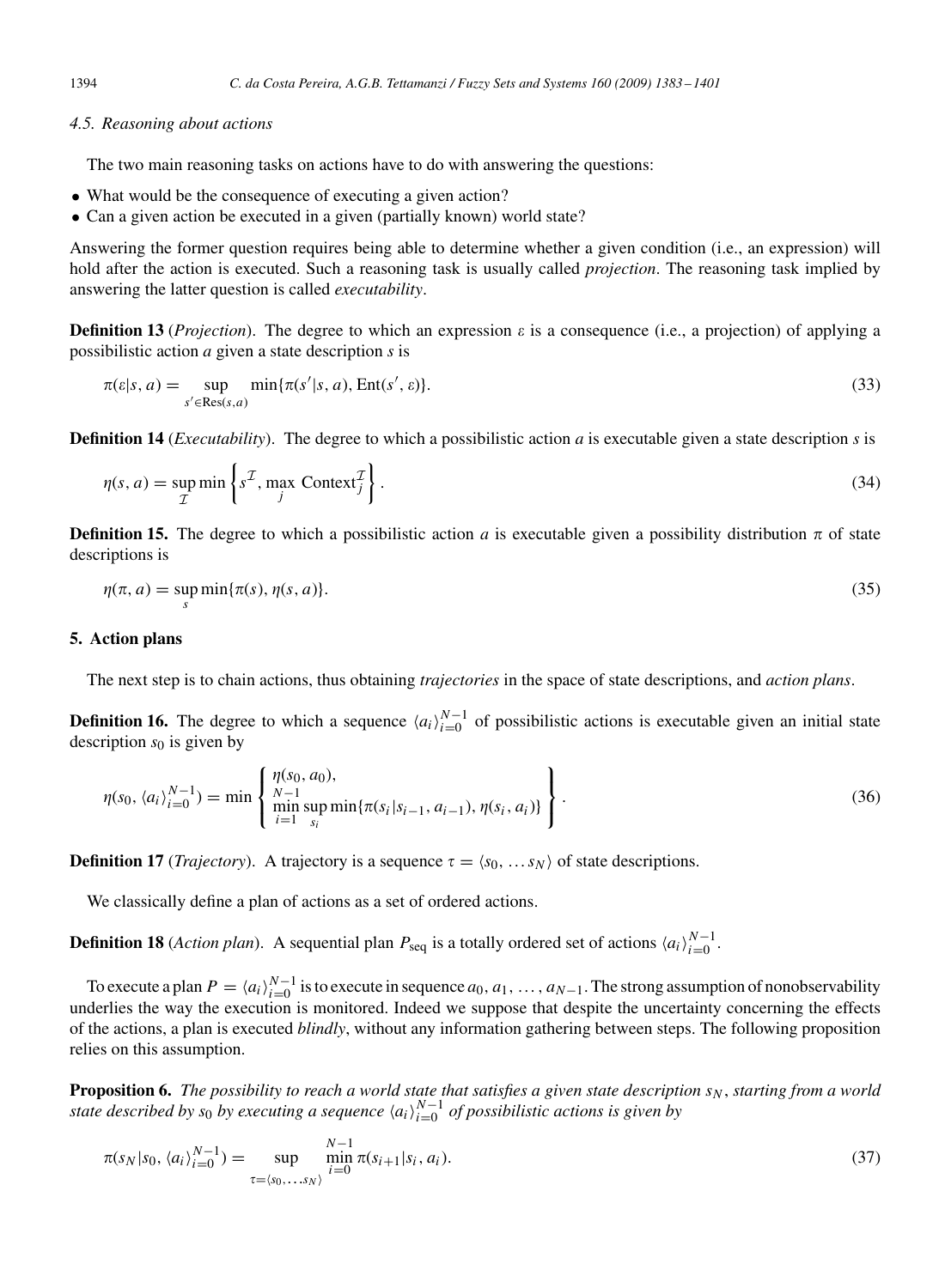### 4.5. Reasoning about actions

The two main reasoning tasks on actions have to do with answering the questions:

- What would be the consequence of executing a given action?
- Can a given action be executed in a given (partially known) world state?

Answering the former question requires being able to determine whether a given condition (i.e., an expression) will hold after the action is executed. Such a reasoning task is usually called *projection*. The reasoning task implied by answering the latter question is called *executability*.

**Definition 13** (*Projection*). The degree to which an expression $\varepsilon$ is a consequence (i.e., a projection) of applying a possibilistic action $a$ given a state description $s$ is

$$\pi(\varepsilon|s,a) = \sup_{s' \in \mathrm{Res}(s,a)} \min\{\pi(s'|s,a), \mathrm{Ent}(s', \varepsilon)\}. \tag{33}$$

**Definition 14** (*Executability*). The degree to which a possibilistic action $a$ is executable given a state description $s$ is

$$\eta(s,a) = \sup_{\mathcal{I}} \min\left\{ s^{\mathcal{I}}, \max_j \mathrm{Context}_j^{\mathcal{I}} \right\}. \tag{34}$$

**Definition 15.** The degree to which a possibilistic action $a$ is executable given a possibility distribution $\pi$ of state descriptions is

$$\eta(\pi, a) = \sup_s \min\{\pi(s), \eta(s,a)\}. \tag{35}$$

## 5. Action plans

The next step is to chain actions, thus obtaining *trajectories* in the space of state descriptions, and *action plans*.

**Definition 16.** The degree to which a sequence $\langle a_i \rangle_{i=0}^{N-1}$ of possibilistic actions is executable given an initial state description $s_0$ is given by

$$\eta(s_0, \langle a_i \rangle_{i=0}^{N-1}) = \min \left\{ \begin{array}{l} \eta(s_0, a_0), \\ \min_{i=1}^{N-1} \sup_{s_i} \min\{\pi(s_i|s_{i-1}, a_{i-1}), \eta(s_i, a_i)\} \end{array} \right\}. \tag{36}$$

**Definition 17** (*Trajectory*). A trajectory is a sequence $\tau = \langle s_0, \ldots s_N \rangle$ of state descriptions.

We classically define a plan of actions as a set of ordered actions.

**Definition 18** (*Action plan*). A sequential plan $P_{\mathrm{seq}}$ is a totally ordered set of actions $\langle a_i \rangle_{i=0}^{N-1}$.

To execute a plan $P = \langle a_i \rangle_{i=0}^{N-1}$ is to execute in sequence $a_0, a_1, \ldots, a_{N-1}$. The strong assumption of nonobservability underlies the way the execution is monitored. Indeed we suppose that despite the uncertainty concerning the effects of the actions, a plan is executed *blindly*, without any information gathering between steps. The following proposition relies on this assumption.

**Proposition 6.** *The possibility to reach a world state that satisfies a given state description $s_N$, starting from a world state described by $s_0$ by executing a sequence $\langle a_i \rangle_{i=0}^{N-1}$ of possibilistic actions is given by*

$$\pi(s_N | s_0, \langle a_i \rangle_{i=0}^{N-1}) = \sup_{\tau = \langle s_0, \ldots s_N \rangle} \min_{i=0}^{N-1} \pi(s_{i+1}|s_i, a_i). \tag{37}$$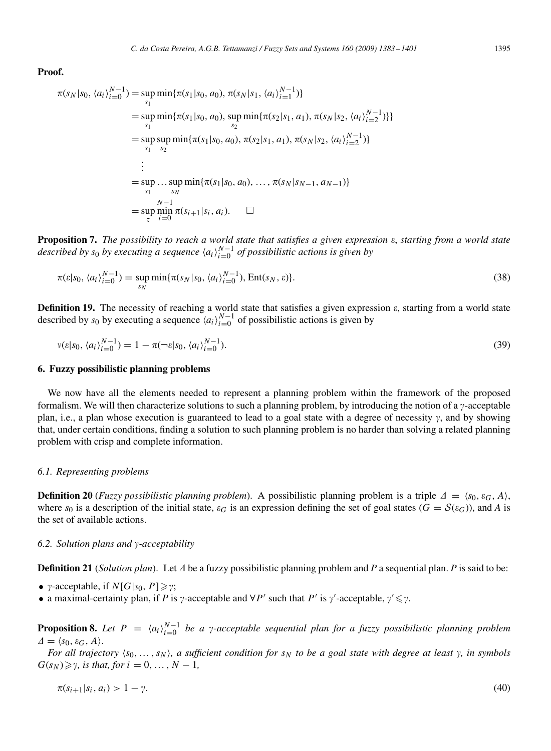**Proof.**

$$
\begin{aligned}
\pi(s_N|s_0, \langle a_i\rangle_{i=0}^{N-1}) &= \sup_{s_1} \min\{\pi(s_1|s_0, a_0), \pi(s_N|s_1, \langle a_i\rangle_{i=1}^{N-1})\} \\
&= \sup_{s_1} \min\{\pi(s_1|s_0, a_0), \sup_{s_2} \min\{\pi(s_2|s_1, a_1), \pi(s_N|s_2, \langle a_i\rangle_{i=2}^{N-1})\}\} \\
&= \sup_{s_1} \sup_{s_2} \min\{\pi(s_1|s_0, a_0), \pi(s_2|s_1, a_1), \pi(s_N|s_2, \langle a_i\rangle_{i=2}^{N-1})\} \\
&\ \ \vdots \\
&= \sup_{s_1} \ldots \sup_{s_N} \min\{\pi(s_1|s_0, a_0), \ldots, \pi(s_N|s_{N-1}, a_{N-1})\} \\
&= \sup_{\tau} \min_{i=0}^{N-1} \pi(s_{i+1}|s_i, a_i). \qquad \square
\end{aligned}
$$

**Proposition 7.** *The possibility to reach a world state that satisfies a given expression* $\varepsilon$*, starting from a world state described by* $s_0$ *by executing a sequence* $\langle a_i\rangle_{i=0}^{N-1}$ *of possibilistic actions is given by*

$$
\pi(\varepsilon|s_0, \langle a_i\rangle_{i=0}^{N-1}) = \sup_{s_N} \min\{\pi(s_N|s_0, \langle a_i\rangle_{i=0}^{N-1}), \mathrm{Ent}(s_N, \varepsilon)\}. \tag{38}
$$

**Definition 19.** The necessity of reaching a world state that satisfies a given expression $\varepsilon$, starting from a world state described by $s_0$ by executing a sequence $\langle a_i\rangle_{i=0}^{N-1}$ of possibilistic actions is given by

$$
\nu(\varepsilon|s_0, \langle a_i\rangle_{i=0}^{N-1}) = 1 - \pi(\neg\varepsilon|s_0, \langle a_i\rangle_{i=0}^{N-1}). \tag{39}
$$

## 6. Fuzzy possibilistic planning problems

We now have all the elements needed to represent a planning problem within the framework of the proposed formalism. We will then characterize solutions to such a planning problem, by introducing the notion of a $\gamma$-acceptable plan, i.e., a plan whose execution is guaranteed to lead to a goal state with a degree of necessity $\gamma$, and by showing that, under certain conditions, finding a solution to such planning problem is no harder than solving a related planning problem with crisp and complete information.

### 6.1. Representing problems

**Definition 20** (*Fuzzy possibilistic planning problem*). A possibilistic planning problem is a triple $\Delta = \langle s_0, \varepsilon_G, A\rangle$, where $s_0$ is a description of the initial state, $\varepsilon_G$ is an expression defining the set of goal states ($G = \mathcal{S}(\varepsilon_G)$), and $A$ is the set of available actions.

### 6.2. Solution plans and $\gamma$-acceptability

**Definition 21** (*Solution plan*). Let $\Delta$ be a fuzzy possibilistic planning problem and *P* a sequential plan. *P* is said to be:

- $\gamma$-acceptable, if $N[G|s_0, P] \geqslant \gamma$;
- a maximal-certainty plan, if *P* is $\gamma$-acceptable and $\forall P'$ such that $P'$ is $\gamma'$-acceptable, $\gamma' \leqslant \gamma$.

**Proposition 8.** *Let* $P = \langle a_i\rangle_{i=0}^{N-1}$ *be a* $\gamma$*-acceptable sequential plan for a fuzzy possibilistic planning problem* $\Delta = \langle s_0, \varepsilon_G, A\rangle$.

*For all trajectory* $\langle s_0, \ldots, s_N\rangle$*, a sufficient condition for* $s_N$ *to be a goal state with degree at least* $\gamma$*, in symbols* $G(s_N) \geqslant \gamma$*, is that, for* $i = 0, \ldots, N-1$,

$$
\pi(s_{i+1}|s_i, a_i) > 1 - \gamma. \tag{40}
$$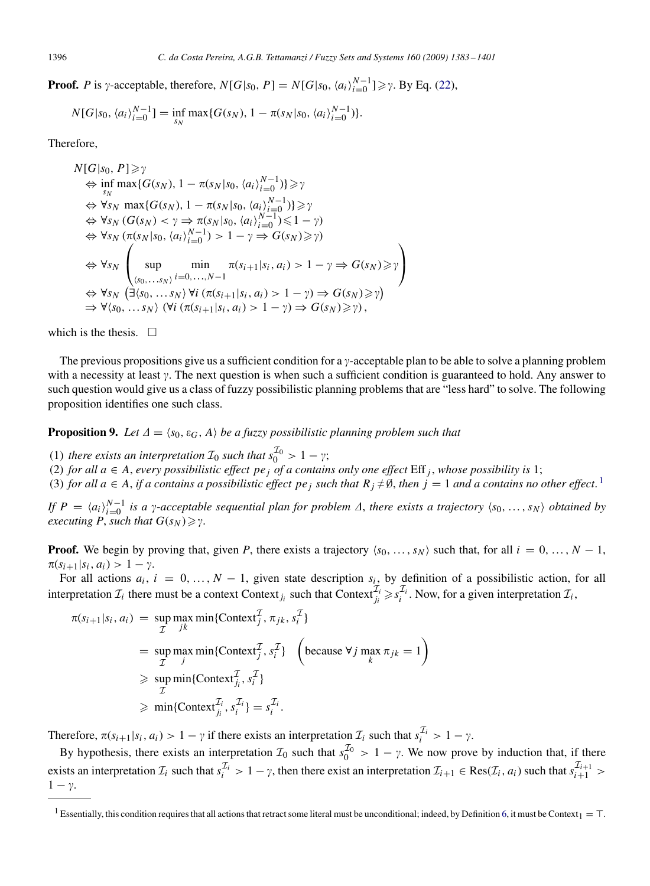**Proof.** $P$ is $\gamma$-acceptable, therefore, $N[G|s_0, P] = N[G|s_0, \langle a_i \rangle_{i=0}^{N-1}] \geqslant \gamma$. By Eq. (22),

$$N[G|s_0, \langle a_i \rangle_{i=0}^{N-1}] = \inf_{s_N} \max\{G(s_N), 1 - \pi(s_N|s_0, \langle a_i \rangle_{i=0}^{N-1})\}.$$

Therefore,

$$\begin{aligned}
&N[G|s_0, P] \geqslant \gamma \\
&\quad \Leftrightarrow \inf_{s_N} \max\{G(s_N), 1 - \pi(s_N|s_0, \langle a_i \rangle_{i=0}^{N-1})\} \geqslant \gamma \\
&\quad \Leftrightarrow \forall s_N \ \max\{G(s_N), 1 - \pi(s_N|s_0, \langle a_i \rangle_{i=0}^{N-1})\} \geqslant \gamma \\
&\quad \Leftrightarrow \forall s_N \ (G(s_N) < \gamma \Rightarrow \pi(s_N|s_0, \langle a_i \rangle_{i=0}^{N-1}) \leqslant 1 - \gamma) \\
&\quad \Leftrightarrow \forall s_N \ (\pi(s_N|s_0, \langle a_i \rangle_{i=0}^{N-1}) > 1 - \gamma \Rightarrow G(s_N) \geqslant \gamma) \\
&\quad \Leftrightarrow \forall s_N \left( \sup_{\langle s_0, \ldots s_N \rangle} \min_{i=0,\ldots,N-1} \pi(s_{i+1}|s_i, a_i) > 1 - \gamma \Rightarrow G(s_N) \geqslant \gamma \right) \\
&\quad \Leftrightarrow \forall s_N \ \left(\exists \langle s_0, \ldots s_N \rangle \ \forall i \ (\pi(s_{i+1}|s_i, a_i) > 1 - \gamma) \Rightarrow G(s_N) \geqslant \gamma\right) \\
&\quad \Rightarrow \forall \langle s_0, \ldots s_N \rangle \ (\forall i \ (\pi(s_{i+1}|s_i, a_i) > 1 - \gamma) \Rightarrow G(s_N) \geqslant \gamma),
\end{aligned}$$

which is the thesis. $\square$

The previous propositions give us a sufficient condition for a $\gamma$-acceptable plan to be able to solve a planning problem with a necessity at least $\gamma$. The next question is when such a sufficient condition is guaranteed to hold. Any answer to such question would give us a class of fuzzy possibilistic planning problems that are "less hard" to solve. The following proposition identifies one such class.

**Proposition 9.** *Let $\Delta = \langle s_0, \varepsilon_G, A \rangle$ be a fuzzy possibilistic planning problem such that*

(1) *there exists an interpretation $\mathcal{I}_0$ such that $s_0^{\mathcal{I}_0} > 1 - \gamma$;*
(2) *for all $a \in A$, every possibilistic effect $pe_j$ of $a$ contains only one effect $\text{Eff}_j$, whose possibility is 1;*
(3) *for all $a \in A$, if $a$ contains a possibilistic effect $pe_j$ such that $R_j \neq \emptyset$, then $j = 1$ and $a$ contains no other effect.*[1]

*If $P = \langle a_i \rangle_{i=0}^{N-1}$ is a $\gamma$-acceptable sequential plan for problem $\Delta$, there exists a trajectory $\langle s_0, \ldots, s_N \rangle$ obtained by executing $P$, such that $G(s_N) \geqslant \gamma$.*

**Proof.** We begin by proving that, given $P$, there exists a trajectory $\langle s_0, \ldots, s_N \rangle$ such that, for all $i = 0, \ldots, N-1$, $\pi(s_{i+1}|s_i, a_i) > 1 - \gamma$.

For all actions $a_i$, $i = 0, \ldots, N-1$, given state description $s_i$, by definition of a possibilistic action, for all interpretation $\mathcal{I}_i$ there must be a context $\text{Context}_{j_i}$ such that $\text{Context}_{j_i}^{\mathcal{I}_i} \geqslant s_i^{\mathcal{I}_i}$. Now, for a given interpretation $\mathcal{I}_i$,

$$\begin{aligned}
\pi(s_{i+1}|s_i, a_i) &= \sup_{\mathcal{I}} \max_{jk} \min\{\text{Context}_j^{\mathcal{I}}, \pi_{jk}, s_i^{\mathcal{I}}\} \\
&= \sup_{\mathcal{I}} \max_{j} \min\{\text{Context}_j^{\mathcal{I}}, s_i^{\mathcal{I}}\} \quad \left(\text{because } \forall j \max_k \pi_{jk} = 1\right) \\
&\geqslant \sup_{\mathcal{I}} \min\{\text{Context}_{j_i}^{\mathcal{I}}, s_i^{\mathcal{I}}\} \\
&\geqslant \min\{\text{Context}_{j_i}^{\mathcal{I}_i}, s_i^{\mathcal{I}_i}\} = s_i^{\mathcal{I}_i}.
\end{aligned}$$

Therefore, $\pi(s_{i+1}|s_i, a_i) > 1 - \gamma$ if there exists an interpretation $\mathcal{I}_i$ such that $s_i^{\mathcal{I}_i} > 1 - \gamma$.

By hypothesis, there exists an interpretation $\mathcal{I}_0$ such that $s_0^{\mathcal{I}_0} > 1 - \gamma$. We now prove by induction that, if there exists an interpretation $\mathcal{I}_i$ such that $s_i^{\mathcal{I}_i} > 1 - \gamma$, then there exist an interpretation $\mathcal{I}_{i+1} \in \text{Res}(\mathcal{I}_i, a_i)$ such that $s_{i+1}^{\mathcal{I}_{i+1}} > 1 - \gamma$.

[1] Essentially, this condition requires that all actions that retract some literal must be unconditional; indeed, by Definition 6, it must be $\text{Context}_1 = \top$.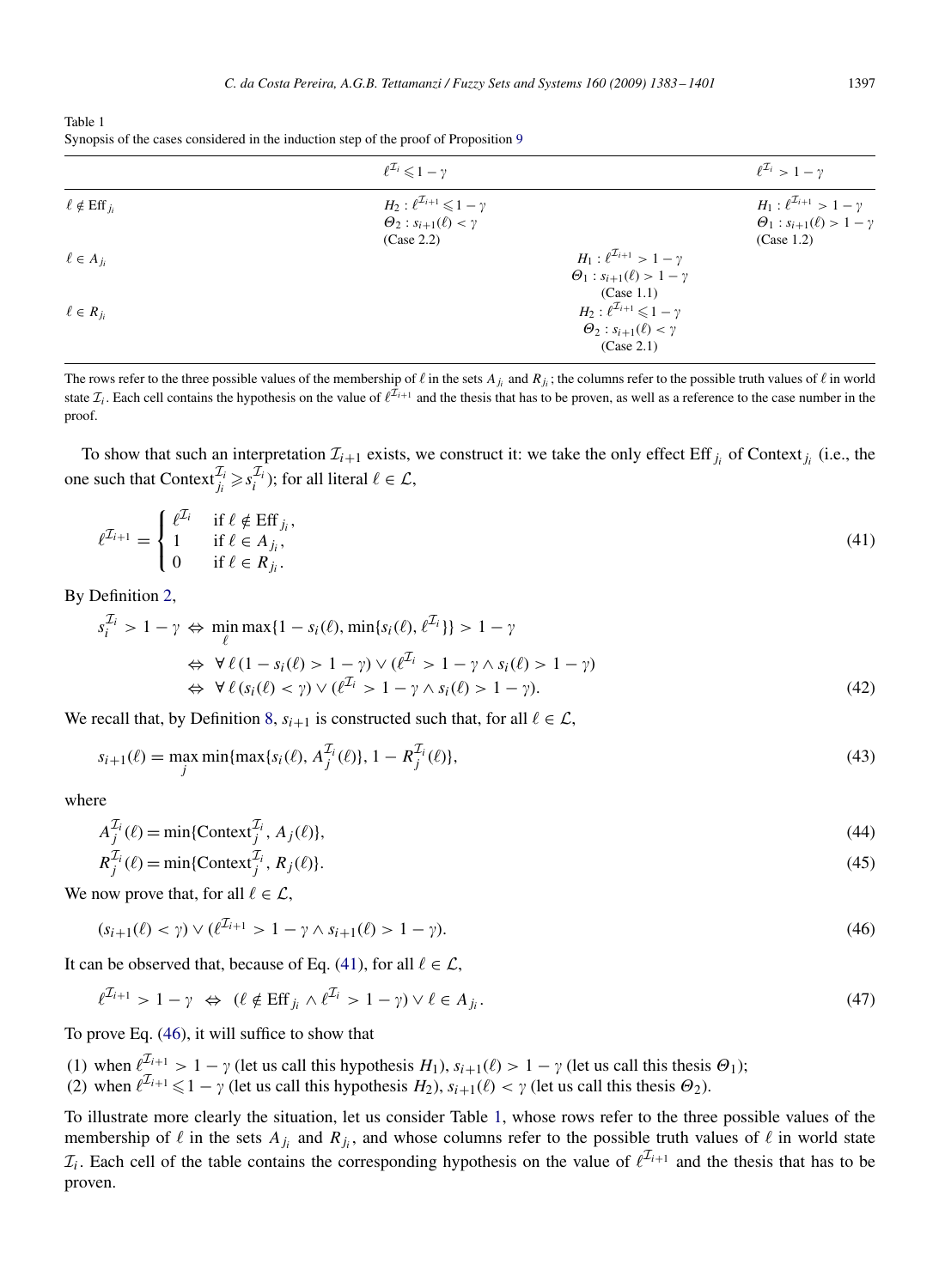Table 1
Synopsis of the cases considered in the induction step of the proof of Proposition 9

| | $\ell^{\mathcal{I}_i} \leqslant 1-\gamma$ | $\ell^{\mathcal{I}_i} > 1-\gamma$ |
|---|---|---|
| $\ell \notin \mathrm{Eff}_{j_i}$ | $H_2 : \ell^{\mathcal{I}_{i+1}} \leqslant 1-\gamma$ <br> $\Theta_2 : s_{i+1}(\ell) < \gamma$ <br> (Case 2.2) | $H_1 : \ell^{\mathcal{I}_{i+1}} > 1-\gamma$ <br> $\Theta_1 : s_{i+1}(\ell) > 1-\gamma$ <br> (Case 1.2) |
| $\ell \in A_{j_i}$ | $H_1 : \ell^{\mathcal{I}_{i+1}} > 1-\gamma$ <br> $\Theta_1 : s_{i+1}(\ell) > 1-\gamma$ <br> (Case 1.1) | |
| $\ell \in R_{j_i}$ | $H_2 : \ell^{\mathcal{I}_{i+1}} \leqslant 1-\gamma$ <br> $\Theta_2 : s_{i+1}(\ell) < \gamma$ <br> (Case 2.1) | |

The rows refer to the three possible values of the membership of $\ell$ in the sets $A_{j_i}$ and $R_{j_i}$; the columns refer to the possible truth values of $\ell$ in world state $\mathcal{I}_i$. Each cell contains the hypothesis on the value of $\ell^{\mathcal{I}_{i+1}}$ and the thesis that has to be proven, as well as a reference to the case number in the proof.

To show that such an interpretation $\mathcal{I}_{i+1}$ exists, we construct it: we take the only effect $\mathrm{Eff}_{j_i}$ of $\mathrm{Context}_{j_i}$ (i.e., the one such that $\mathrm{Context}_{j_i}^{\mathcal{I}_i} \geqslant s_i^{\mathcal{I}_i}$); for all literal $\ell \in \mathcal{L}$,

$$\ell^{\mathcal{I}_{i+1}} = \begin{cases} \ell^{\mathcal{I}_i} & \text{if } \ell \notin \mathrm{Eff}_{j_i}, \\ 1 & \text{if } \ell \in A_{j_i}, \\ 0 & \text{if } \ell \in R_{j_i}. \end{cases} \tag{41}$$

By Definition 2,

$$\begin{aligned} s_i^{\mathcal{I}_i} > 1-\gamma &\Leftrightarrow \min_{\ell} \max\{1 - s_i(\ell), \min\{s_i(\ell), \ell^{\mathcal{I}_i}\}\} > 1-\gamma \\ &\Leftrightarrow \forall \ell\, (1 - s_i(\ell) > 1-\gamma) \vee (\ell^{\mathcal{I}_i} > 1-\gamma \wedge s_i(\ell) > 1-\gamma) \\ &\Leftrightarrow \forall \ell\, (s_i(\ell) < \gamma) \vee (\ell^{\mathcal{I}_i} > 1-\gamma \wedge s_i(\ell) > 1-\gamma). \end{aligned} \tag{42}$$

We recall that, by Definition 8, $s_{i+1}$ is constructed such that, for all $\ell \in \mathcal{L}$,

$$s_{i+1}(\ell) = \max_j \min\{\max\{s_i(\ell), A_j^{\mathcal{I}_i}(\ell)\}, 1 - R_j^{\mathcal{I}_i}(\ell)\}, \tag{43}$$

where

$$A_j^{\mathcal{I}_i}(\ell) = \min\{\mathrm{Context}_j^{\mathcal{I}_i}, A_j(\ell)\}, \tag{44}$$

$$R_j^{\mathcal{I}_i}(\ell) = \min\{\mathrm{Context}_j^{\mathcal{I}_i}, R_j(\ell)\}. \tag{45}$$

We now prove that, for all $\ell \in \mathcal{L}$,

$$(s_{i+1}(\ell) < \gamma) \vee (\ell^{\mathcal{I}_{i+1}} > 1-\gamma \wedge s_{i+1}(\ell) > 1-\gamma). \tag{46}$$

It can be observed that, because of Eq. (41), for all $\ell \in \mathcal{L}$,

$$\ell^{\mathcal{I}_{i+1}} > 1-\gamma \;\Leftrightarrow\; (\ell \notin \mathrm{Eff}_{j_i} \wedge \ell^{\mathcal{I}_i} > 1-\gamma) \vee \ell \in A_{j_i}. \tag{47}$$

To prove Eq. (46), it will suffice to show that

(1) when $\ell^{\mathcal{I}_{i+1}} > 1-\gamma$ (let us call this hypothesis $H_1$), $s_{i+1}(\ell) > 1-\gamma$ (let us call this thesis $\Theta_1$);
(2) when $\ell^{\mathcal{I}_{i+1}} \leqslant 1-\gamma$ (let us call this hypothesis $H_2$), $s_{i+1}(\ell) < \gamma$ (let us call this thesis $\Theta_2$).

To illustrate more clearly the situation, let us consider Table 1, whose rows refer to the three possible values of the membership of $\ell$ in the sets $A_{j_i}$ and $R_{j_i}$, and whose columns refer to the possible truth values of $\ell$ in world state $\mathcal{I}_i$. Each cell of the table contains the corresponding hypothesis on the value of $\ell^{\mathcal{I}_{i+1}}$ and the thesis that has to be proven.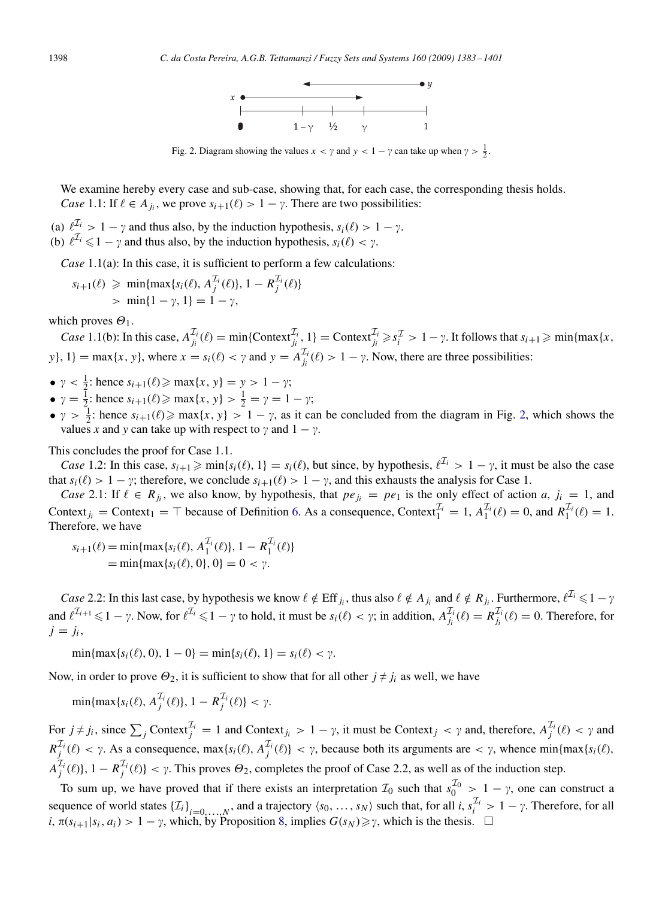Fig. 2. Diagram showing the values $x < \gamma$ and $y < 1 - \gamma$ can take up when $\gamma > \frac{1}{2}$.

We examine hereby every case and sub-case, showing that, for each case, the corresponding thesis holds.

*Case* 1.1: If $\ell \in A_{j_i}$, we prove $s_{i+1}(\ell) > 1 - \gamma$. There are two possibilities:

(a) $\ell^{\mathcal{I}_i} > 1 - \gamma$ and thus also, by the induction hypothesis, $s_i(\ell) > 1 - \gamma$.
(b) $\ell^{\mathcal{I}_i} \leqslant 1 - \gamma$ and thus also, by the induction hypothesis, $s_i(\ell) < \gamma$.

*Case* 1.1(a): In this case, it is sufficient to perform a few calculations:

$$\begin{aligned} s_{i+1}(\ell) &\geqslant \min\{\max\{s_i(\ell), A_j^{\mathcal{I}_i}(\ell)\}, 1 - R_j^{\mathcal{I}_i}(\ell)\} \\ &> \min\{1 - \gamma, 1\} = 1 - \gamma, \end{aligned}$$

which proves $\Theta_1$.

*Case* 1.1(b): In this case, $A_{j_i}^{\mathcal{I}_i}(\ell) = \min\{\text{Context}_{j_i}^{\mathcal{I}_i}, 1\} = \text{Context}_{j_i}^{\mathcal{I}_i} \geqslant s_i^{\mathcal{I}} > 1 - \gamma$. It follows that $s_{i+1} \geqslant \min\{\max\{x, y\}, 1\} = \max\{x, y\}$, where $x = s_i(\ell) < \gamma$ and $y = A_{j_i}^{\mathcal{I}_i}(\ell) > 1 - \gamma$. Now, there are three possibilities:

- $\gamma < \frac{1}{2}$: hence $s_{i+1}(\ell) \geqslant \max\{x, y\} = y > 1 - \gamma$;
- $\gamma = \frac{1}{2}$: hence $s_{i+1}(\ell) \geqslant \max\{x, y\} > \frac{1}{2} = \gamma = 1 - \gamma$;
- $\gamma > \frac{1}{2}$: hence $s_{i+1}(\ell) \geqslant \max\{x, y\} > 1 - \gamma$, as it can be concluded from the diagram in Fig. 2, which shows the values $x$ and $y$ can take up with respect to $\gamma$ and $1 - \gamma$.

This concludes the proof for Case 1.1.

*Case* 1.2: In this case, $s_{i+1} \geqslant \min\{s_i(\ell), 1\} = s_i(\ell)$, but since, by hypothesis, $\ell^{\mathcal{I}_i} > 1 - \gamma$, it must be also the case that $s_i(\ell) > 1 - \gamma$; therefore, we conclude $s_{i+1}(\ell) > 1 - \gamma$, and this exhausts the analysis for Case 1.

*Case* 2.1: If $\ell \in R_{j_i}$, we also know, by hypothesis, that $pe_{j_i} = pe_1$ is the only effect of action $a$, $j_i = 1$, and $\text{Context}_{j_i} = \text{Context}_1 = \top$ because of Definition 6. As a consequence, $\text{Context}_1^{\mathcal{I}_i} = 1$, $A_1^{\mathcal{I}_i}(\ell) = 0$, and $R_1^{\mathcal{I}_i}(\ell) = 1$. Therefore, we have

$$\begin{aligned} s_{i+1}(\ell) &= \min\{\max\{s_i(\ell), A_1^{\mathcal{I}_i}(\ell)\}, 1 - R_1^{\mathcal{I}_i}(\ell)\} \\ &= \min\{\max\{s_i(\ell), 0\}, 0\} = 0 < \gamma. \end{aligned}$$

*Case* 2.2: In this last case, by hypothesis we know $\ell \notin \text{Eff}_{j_i}$, thus also $\ell \notin A_{j_i}$ and $\ell \notin R_{j_i}$. Furthermore, $\ell^{\mathcal{I}_i} \leqslant 1 - \gamma$ and $\ell^{\mathcal{I}_{i+1}} \leqslant 1 - \gamma$. Now, for $\ell^{\mathcal{I}_i} \leqslant 1 - \gamma$ to hold, it must be $s_i(\ell) < \gamma$; in addition, $A_{j_i}^{\mathcal{I}_i}(\ell) = R_{j_i}^{\mathcal{I}_i}(\ell) = 0$. Therefore, for $j = j_i$,

$$\min\{\max\{s_i(\ell), 0), 1 - 0\} = \min\{s_i(\ell), 1\} = s_i(\ell) < \gamma.$$

Now, in order to prove $\Theta_2$, it is sufficient to show that for all other $j \neq j_i$ as well, we have

$$\min\{\max\{s_i(\ell), A_j^{\mathcal{I}_i}(\ell)\}, 1 - R_j^{\mathcal{I}_i}(\ell)\} < \gamma.$$

For $j \neq j_i$, since $\sum_j \text{Context}_j^{\mathcal{I}_i} = 1$ and $\text{Context}_{j_i} > 1 - \gamma$, it must be $\text{Context}_j < \gamma$ and, therefore, $A_j^{\mathcal{I}_i}(\ell) < \gamma$ and $R_j^{\mathcal{I}_i}(\ell) < \gamma$. As a consequence, $\max\{s_i(\ell), A_j^{\mathcal{I}_i}(\ell)\} < \gamma$, because both its arguments are $< \gamma$, whence $\min\{\max\{s_i(\ell), A_j^{\mathcal{I}_i}(\ell)\}, 1 - R_j^{\mathcal{I}_i}(\ell)\} < \gamma$. This proves $\Theta_2$, completes the proof of Case 2.2, as well as of the induction step.

To sum up, we have proved that if there exists an interpretation $\mathcal{I}_0$ such that $s_0^{\mathcal{I}_0} > 1 - \gamma$, one can construct a sequence of world states $\{\mathcal{I}_i\}_{i=0,\ldots,N}$, and a trajectory $\langle s_0, \ldots, s_N \rangle$ such that, for all $i$, $s_i^{\mathcal{I}_i} > 1 - \gamma$. Therefore, for all $i$, $\pi(s_{i+1}|s_i, a_i) > 1 - \gamma$, which, by Proposition 8, implies $G(s_N) \geqslant \gamma$, which is the thesis. $\square$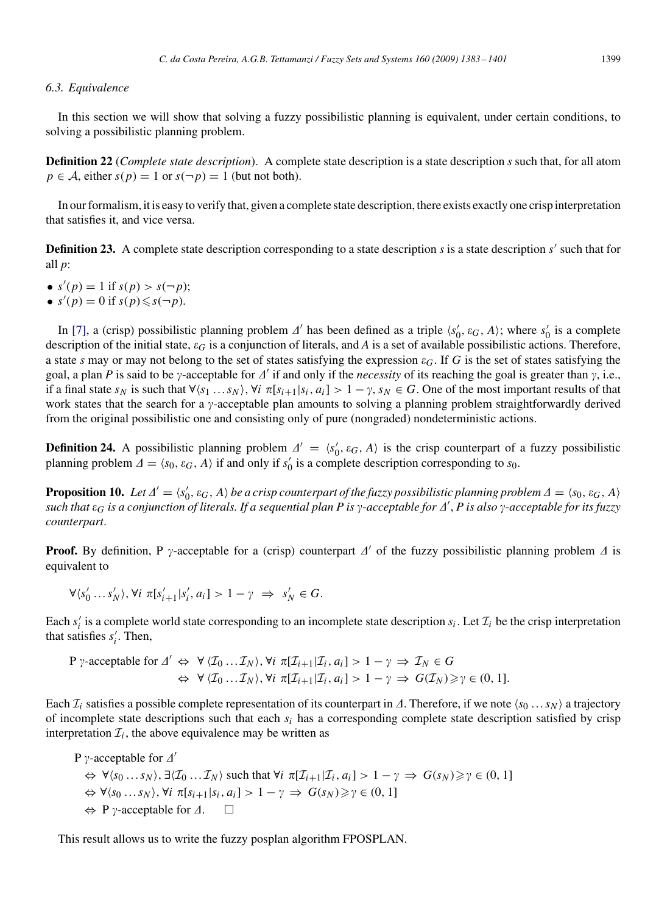### 6.3. Equivalence

In this section we will show that solving a fuzzy possibilistic planning is equivalent, under certain conditions, to solving a possibilistic planning problem.

**Definition 22** (*Complete state description*). A complete state description is a state description $s$ such that, for all atom $p \in \mathcal{A}$, either $s(p) = 1$ or $s(\neg p) = 1$ (but not both).

In our formalism, it is easy to verify that, given a complete state description, there exists exactly one crisp interpretation that satisfies it, and vice versa.

**Definition 23.** A complete state description corresponding to a state description $s$ is a state description $s'$ such that for all $p$:

- $s'(p) = 1$ if $s(p) > s(\neg p)$;
- $s'(p) = 0$ if $s(p) \leqslant s(\neg p)$.

In [7], a (crisp) possibilistic planning problem $\Delta'$ has been defined as a triple $\langle s'_0, \varepsilon_G, A\rangle$; where $s'_0$ is a complete description of the initial state, $\varepsilon_G$ is a conjunction of literals, and $A$ is a set of available possibilistic actions. Therefore, a state $s$ may or may not belong to the set of states satisfying the expression $\varepsilon_G$. If $G$ is the set of states satisfying the goal, a plan $P$ is said to be $\gamma$-acceptable for $\Delta'$ if and only if the *necessity* of its reaching the goal is greater than $\gamma$, i.e., if a final state $s_N$ is such that $\forall\langle s_1 \dots s_N\rangle, \forall i\ \pi[s_{i+1}|s_i, a_i] > 1-\gamma$, $s_N \in G$. One of the most important results of that work states that the search for a $\gamma$-acceptable plan amounts to solving a planning problem straightforwardly derived from the original possibilistic one and consisting only of pure (nongraded) nondeterministic actions.

**Definition 24.** A possibilistic planning problem $\Delta' = \langle s'_0, \varepsilon_G, A\rangle$ is the crisp counterpart of a fuzzy possibilistic planning problem $\Delta = \langle s_0, \varepsilon_G, A\rangle$ if and only if $s'_0$ is a complete description corresponding to $s_0$.

**Proposition 10.** *Let $\Delta' = \langle s'_0, \varepsilon_G, A\rangle$ be a crisp counterpart of the fuzzy possibilistic planning problem $\Delta = \langle s_0, \varepsilon_G, A\rangle$ such that $\varepsilon_G$ is a conjunction of literals. If a sequential plan P is $\gamma$-acceptable for $\Delta'$, P is also $\gamma$-acceptable for its fuzzy counterpart.*

**Proof.** By definition, P $\gamma$-acceptable for a (crisp) counterpart $\Delta'$ of the fuzzy possibilistic planning problem $\Delta$ is equivalent to

$$\forall\langle s'_0 \dots s'_N\rangle, \forall i\ \pi[s'_{i+1}|s'_i, a_i] > 1-\gamma \ \Rightarrow\ s'_N \in G.$$

Each $s'_i$ is a complete world state corresponding to an incomplete state description $s_i$. Let $\mathcal{I}_i$ be the crisp interpretation that satisfies $s'_i$. Then,

$$\begin{aligned}
\text{P } \gamma\text{-acceptable for } \Delta' &\Leftrightarrow\ \forall\langle \mathcal{I}_0 \dots \mathcal{I}_N\rangle, \forall i\ \pi[\mathcal{I}_{i+1}|\mathcal{I}_i, a_i] > 1-\gamma \ \Rightarrow\ \mathcal{I}_N \in G \\
&\Leftrightarrow\ \forall\langle \mathcal{I}_0 \dots \mathcal{I}_N\rangle, \forall i\ \pi[\mathcal{I}_{i+1}|\mathcal{I}_i, a_i] > 1-\gamma \ \Rightarrow\ G(\mathcal{I}_N) \geqslant \gamma \in (0,1].
\end{aligned}$$

Each $\mathcal{I}_i$ satisfies a possible complete representation of its counterpart in $\Delta$. Therefore, if we note $\langle s_0 \dots s_N\rangle$ a trajectory of incomplete state descriptions such that each $s_i$ has a corresponding complete state description satisfied by crisp interpretation $\mathcal{I}_i$, the above equivalence may be written as

$$\begin{aligned}
&\text{P } \gamma\text{-acceptable for } \Delta' \\
&\Leftrightarrow\ \forall\langle s_0 \dots s_N\rangle, \exists\langle \mathcal{I}_0 \dots \mathcal{I}_N\rangle \text{ such that } \forall i\ \pi[\mathcal{I}_{i+1}|\mathcal{I}_i, a_i] > 1-\gamma \ \Rightarrow\ G(s_N) \geqslant \gamma \in (0,1] \\
&\Leftrightarrow\ \forall\langle s_0 \dots s_N\rangle, \forall i\ \pi[s_{i+1}|s_i, a_i] > 1-\gamma \ \Rightarrow\ G(s_N) \geqslant \gamma \in (0,1] \\
&\Leftrightarrow\ \text{P } \gamma\text{-acceptable for } \Delta. \qquad \square
\end{aligned}$$

This result allows us to write the fuzzy posplan algorithm FPOSPLAN.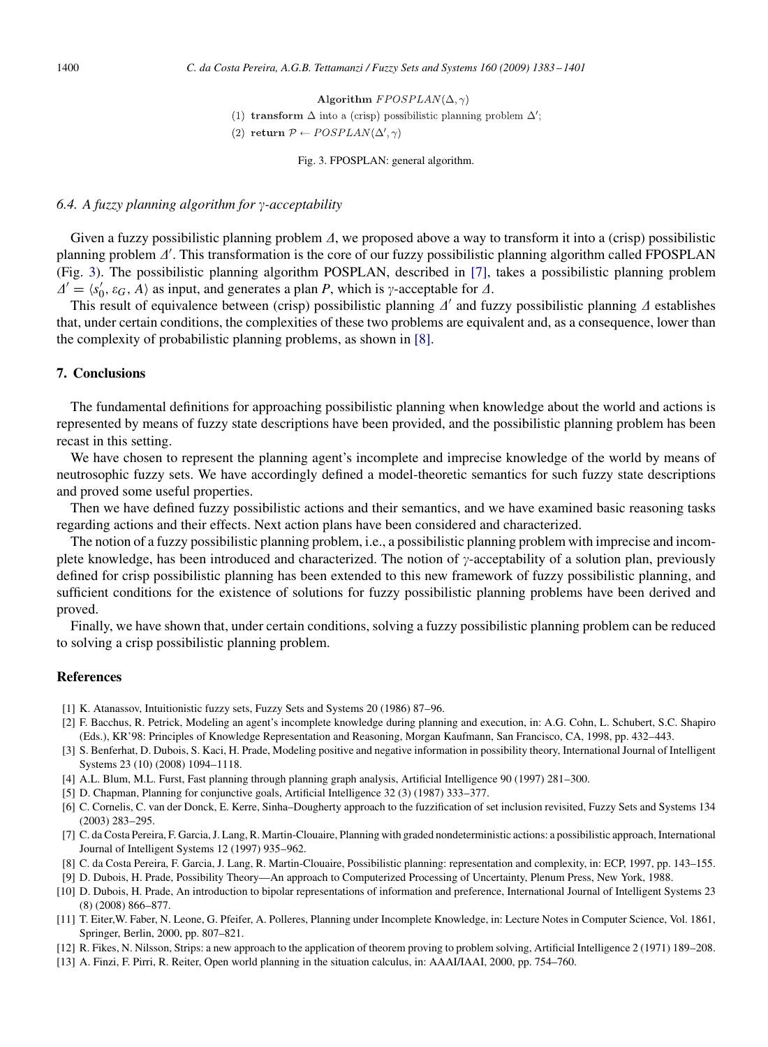**Algorithm** $FPOSPLAN(\Delta, \gamma)$

(1) **transform** $\Delta$ into a (crisp) possibilistic planning problem $\Delta'$;

(2) **return** $\mathcal{P} \leftarrow POSPLAN(\Delta', \gamma)$

Fig. 3. FPOSPLAN: general algorithm.

### *6.4. A fuzzy planning algorithm for γ-acceptability*

Given a fuzzy possibilistic planning problem $\Delta$, we proposed above a way to transform it into a (crisp) possibilistic planning problem $\Delta'$. This transformation is the core of our fuzzy possibilistic planning algorithm called FPOSPLAN (Fig. 3). The possibilistic planning algorithm POSPLAN, described in [7], takes a possibilistic planning problem $\Delta' = \langle s'_0, \varepsilon_G, A \rangle$ as input, and generates a plan $P$, which is $\gamma$-acceptable for $\Delta$.

This result of equivalence between (crisp) possibilistic planning $\Delta'$ and fuzzy possibilistic planning $\Delta$ establishes that, under certain conditions, the complexities of these two problems are equivalent and, as a consequence, lower than the complexity of probabilistic planning problems, as shown in [8].

## 7. Conclusions

The fundamental definitions for approaching possibilistic planning when knowledge about the world and actions is represented by means of fuzzy state descriptions have been provided, and the possibilistic planning problem has been recast in this setting.

We have chosen to represent the planning agent's incomplete and imprecise knowledge of the world by means of neutrosophic fuzzy sets. We have accordingly defined a model-theoretic semantics for such fuzzy state descriptions and proved some useful properties.

Then we have defined fuzzy possibilistic actions and their semantics, and we have examined basic reasoning tasks regarding actions and their effects. Next action plans have been considered and characterized.

The notion of a fuzzy possibilistic planning problem, i.e., a possibilistic planning problem with imprecise and incomplete knowledge, has been introduced and characterized. The notion of $\gamma$-acceptability of a solution plan, previously defined for crisp possibilistic planning has been extended to this new framework of fuzzy possibilistic planning, and sufficient conditions for the existence of solutions for fuzzy possibilistic planning problems have been derived and proved.

Finally, we have shown that, under certain conditions, solving a fuzzy possibilistic planning problem can be reduced to solving a crisp possibilistic planning problem.

## References

[1] K. Atanassov, Intuitionistic fuzzy sets, Fuzzy Sets and Systems 20 (1986) 87–96.

[2] F. Bacchus, R. Petrick, Modeling an agent's incomplete knowledge during planning and execution, in: A.G. Cohn, L. Schubert, S.C. Shapiro (Eds.), KR'98: Principles of Knowledge Representation and Reasoning, Morgan Kaufmann, San Francisco, CA, 1998, pp. 432–443.

[3] S. Benferhat, D. Dubois, S. Kaci, H. Prade, Modeling positive and negative information in possibility theory, International Journal of Intelligent Systems 23 (10) (2008) 1094–1118.

[4] A.L. Blum, M.L. Furst, Fast planning through planning graph analysis, Artificial Intelligence 90 (1997) 281–300.

[5] D. Chapman, Planning for conjunctive goals, Artificial Intelligence 32 (3) (1987) 333–377.

[6] C. Cornelis, C. van der Donck, E. Kerre, Sinha–Dougherty approach to the fuzzification of set inclusion revisited, Fuzzy Sets and Systems 134 (2003) 283–295.

[7] C. da Costa Pereira, F. Garcia, J. Lang, R. Martin-Clouaire, Planning with graded nondeterministic actions: a possibilistic approach, International Journal of Intelligent Systems 12 (1997) 935–962.

[8] C. da Costa Pereira, F. Garcia, J. Lang, R. Martin-Clouaire, Possibilistic planning: representation and complexity, in: ECP, 1997, pp. 143–155.

[9] D. Dubois, H. Prade, Possibility Theory—An approach to Computerized Processing of Uncertainty, Plenum Press, New York, 1988.

[10] D. Dubois, H. Prade, An introduction to bipolar representations of information and preference, International Journal of Intelligent Systems 23 (8) (2008) 866–877.

[11] T. Eiter,W. Faber, N. Leone, G. Pfeifer, A. Polleres, Planning under Incomplete Knowledge, in: Lecture Notes in Computer Science, Vol. 1861, Springer, Berlin, 2000, pp. 807–821.

[12] R. Fikes, N. Nilsson, Strips: a new approach to the application of theorem proving to problem solving, Artificial Intelligence 2 (1971) 189–208.

[13] A. Finzi, F. Pirri, R. Reiter, Open world planning in the situation calculus, in: AAAI/IAAI, 2000, pp. 754–760.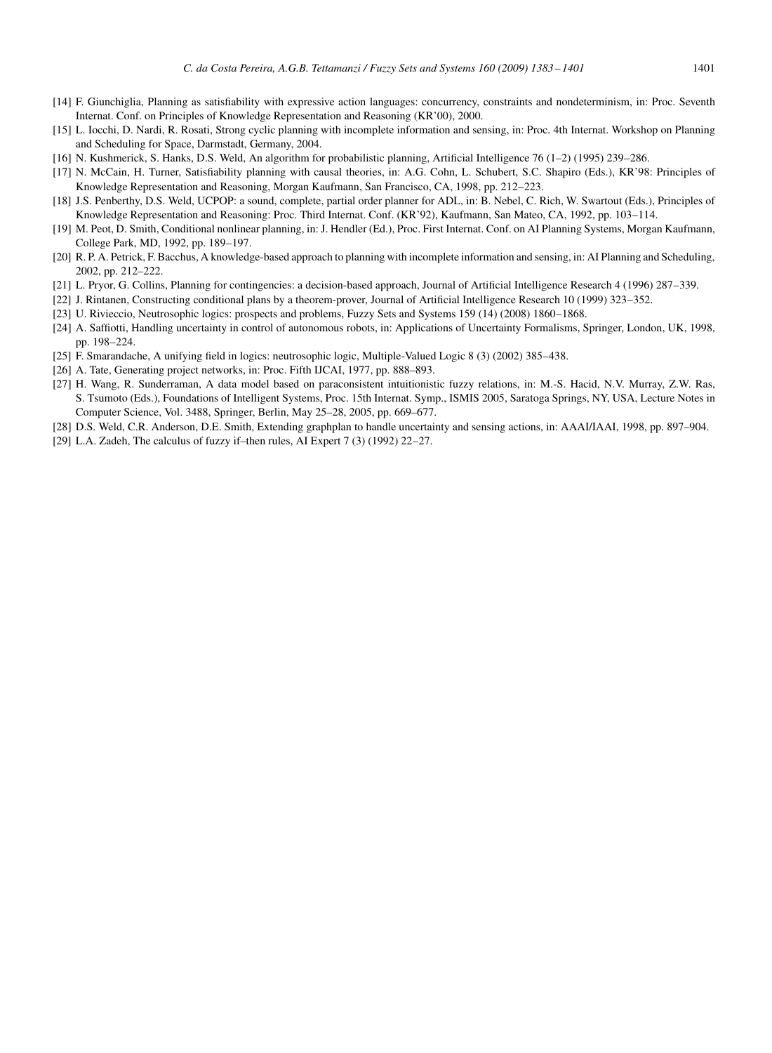[14] F. Giunchiglia, Planning as satisfiability with expressive action languages: concurrency, constraints and nondeterminism, in: Proc. Seventh Internat. Conf. on Principles of Knowledge Representation and Reasoning (KR'00), 2000.

[15] L. Iocchi, D. Nardi, R. Rosati, Strong cyclic planning with incomplete information and sensing, in: Proc. 4th Internat. Workshop on Planning and Scheduling for Space, Darmstadt, Germany, 2004.

[16] N. Kushmerick, S. Hanks, D.S. Weld, An algorithm for probabilistic planning, Artificial Intelligence 76 (1–2) (1995) 239–286.

[17] N. McCain, H. Turner, Satisfiability planning with causal theories, in: A.G. Cohn, L. Schubert, S.C. Shapiro (Eds.), KR'98: Principles of Knowledge Representation and Reasoning, Morgan Kaufmann, San Francisco, CA, 1998, pp. 212–223.

[18] J.S. Penberthy, D.S. Weld, UCPOP: a sound, complete, partial order planner for ADL, in: B. Nebel, C. Rich, W. Swartout (Eds.), Principles of Knowledge Representation and Reasoning: Proc. Third Internat. Conf. (KR'92), Kaufmann, San Mateo, CA, 1992, pp. 103–114.

[19] M. Peot, D. Smith, Conditional nonlinear planning, in: J. Hendler (Ed.), Proc. First Internat. Conf. on AI Planning Systems, Morgan Kaufmann, College Park, MD, 1992, pp. 189–197.

[20] R. P. A. Petrick, F. Bacchus, A knowledge-based approach to planning with incomplete information and sensing, in: AI Planning and Scheduling, 2002, pp. 212–222.

[21] L. Pryor, G. Collins, Planning for contingencies: a decision-based approach, Journal of Artificial Intelligence Research 4 (1996) 287–339.

[22] J. Rintanen, Constructing conditional plans by a theorem-prover, Journal of Artificial Intelligence Research 10 (1999) 323–352.

[23] U. Rivieccio, Neutrosophic logics: prospects and problems, Fuzzy Sets and Systems 159 (14) (2008) 1860–1868.

[24] A. Saffiotti, Handling uncertainty in control of autonomous robots, in: Applications of Uncertainty Formalisms, Springer, London, UK, 1998, pp. 198–224.

[25] F. Smarandache, A unifying field in logics: neutrosophic logic, Multiple-Valued Logic 8 (3) (2002) 385–438.

[26] A. Tate, Generating project networks, in: Proc. Fifth IJCAI, 1977, pp. 888–893.

[27] H. Wang, R. Sunderraman, A data model based on paraconsistent intuitionistic fuzzy relations, in: M.-S. Hacid, N.V. Murray, Z.W. Ras, S. Tsumoto (Eds.), Foundations of Intelligent Systems, Proc. 15th Internat. Symp., ISMIS 2005, Saratoga Springs, NY, USA, Lecture Notes in Computer Science, Vol. 3488, Springer, Berlin, May 25–28, 2005, pp. 669–677.

[28] D.S. Weld, C.R. Anderson, D.E. Smith, Extending graphplan to handle uncertainty and sensing actions, in: AAAI/IAAI, 1998, pp. 897–904.

[29] L.A. Zadeh, The calculus of fuzzy if–then rules, AI Expert 7 (3) (1992) 22–27.